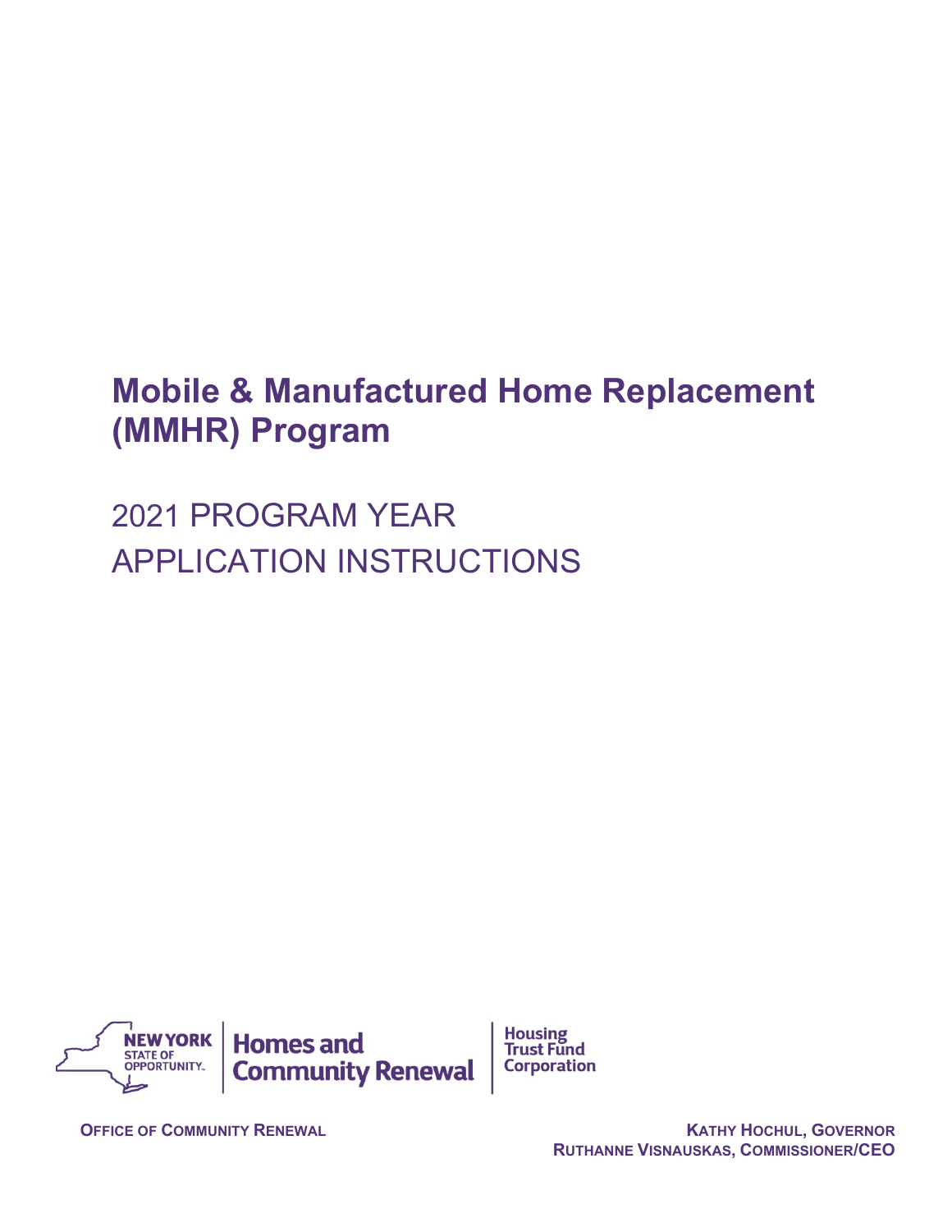# Mobile & Manufactured Home Replacement (MMHR) Program

## 2021 PROGRAM YEAR
## APPLICATION INSTRUCTIONS

NEW YORK STATE OF OPPORTUNITY | Homes and Community Renewal | Housing Trust Fund Corporation

OFFICE OF COMMUNITY RENEWAL

KATHY HOCHUL, GOVERNOR
RUTHANNE VISNAUSKAS, COMMISSIONER/CEO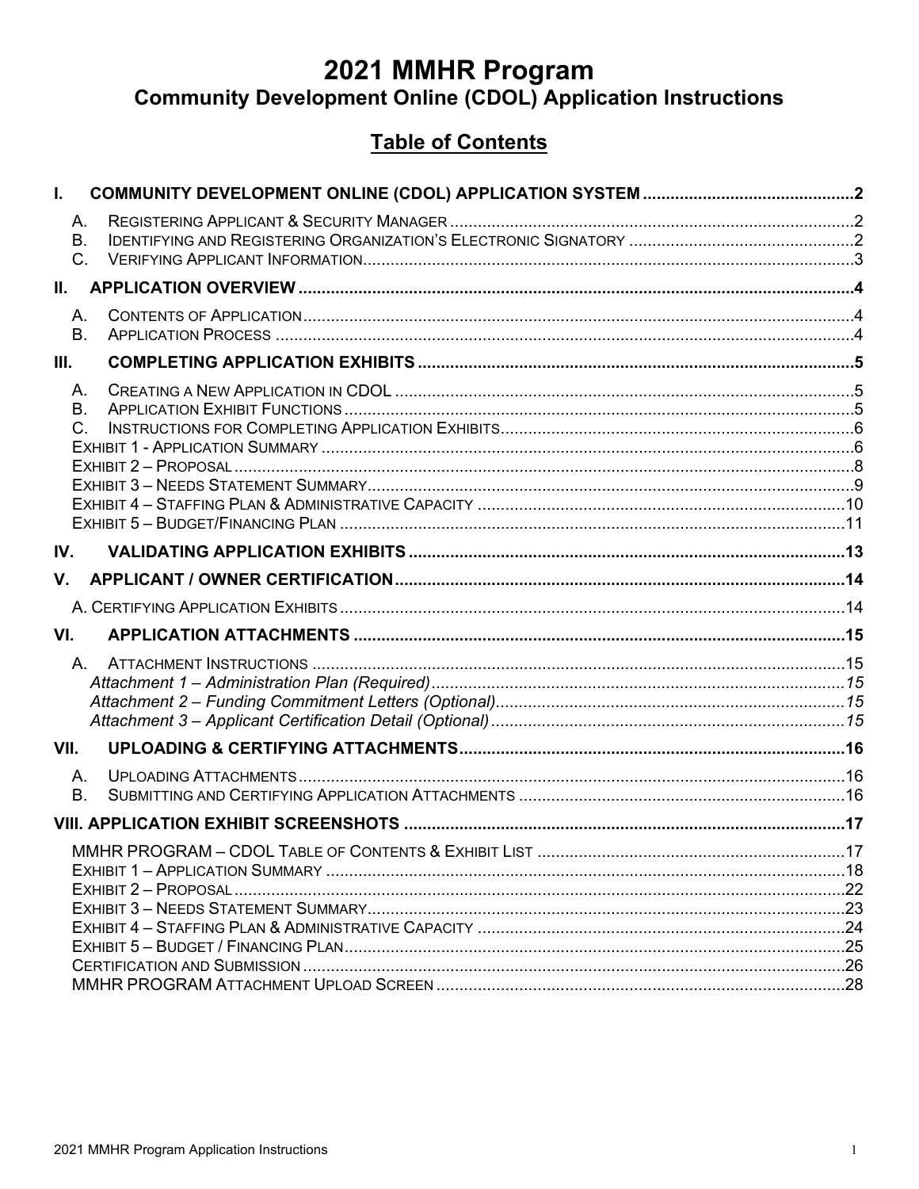# 2021 MMHR Program

## Community Development Online (CDOL) Application Instructions

## Table of Contents

**I. COMMUNITY DEVELOPMENT ONLINE (CDOL) APPLICATION SYSTEM** .......... 2

- A. Registering Applicant & Security Manager .......... 2
- B. Identifying and Registering Organization's Electronic Signatory .......... 2
- C. Verifying Applicant Information .......... 3

**II. APPLICATION OVERVIEW** .......... 4

- A. Contents of Application .......... 4
- B. Application Process .......... 4

**III. COMPLETING APPLICATION EXHIBITS** .......... 5

- A. Creating a New Application in CDOL .......... 5
- B. Application Exhibit Functions .......... 5
- C. Instructions for Completing Application Exhibits .......... 6
- Exhibit 1 - Application Summary .......... 6
- Exhibit 2 – Proposal .......... 8
- Exhibit 3 – Needs Statement Summary .......... 9
- Exhibit 4 – Staffing Plan & Administrative Capacity .......... 10
- Exhibit 5 – Budget/Financing Plan .......... 11

**IV. VALIDATING APPLICATION EXHIBITS** .......... 13

**V. APPLICANT / OWNER CERTIFICATION** .......... 14

- A. Certifying Application Exhibits .......... 14

**VI. APPLICATION ATTACHMENTS** .......... 15

- A. Attachment Instructions .......... 15
  - *Attachment 1 – Administration Plan (Required)* .......... *15*
  - *Attachment 2 – Funding Commitment Letters (Optional)* .......... *15*
  - *Attachment 3 – Applicant Certification Detail (Optional)* .......... *15*

**VII. UPLOADING & CERTIFYING ATTACHMENTS** .......... 16

- A. Uploading Attachments .......... 16
- B. Submitting and Certifying Application Attachments .......... 16

**VIII. APPLICATION EXHIBIT SCREENSHOTS** .......... 17

- MMHR PROGRAM – CDOL Table of Contents & Exhibit List .......... 17
- Exhibit 1 – Application Summary .......... 18
- Exhibit 2 – Proposal .......... 22
- Exhibit 3 – Needs Statement Summary .......... 23
- Exhibit 4 – Staffing Plan & Administrative Capacity .......... 24
- Exhibit 5 – Budget / Financing Plan .......... 25
- Certification and Submission .......... 26
- MMHR PROGRAM Attachment Upload Screen .......... 28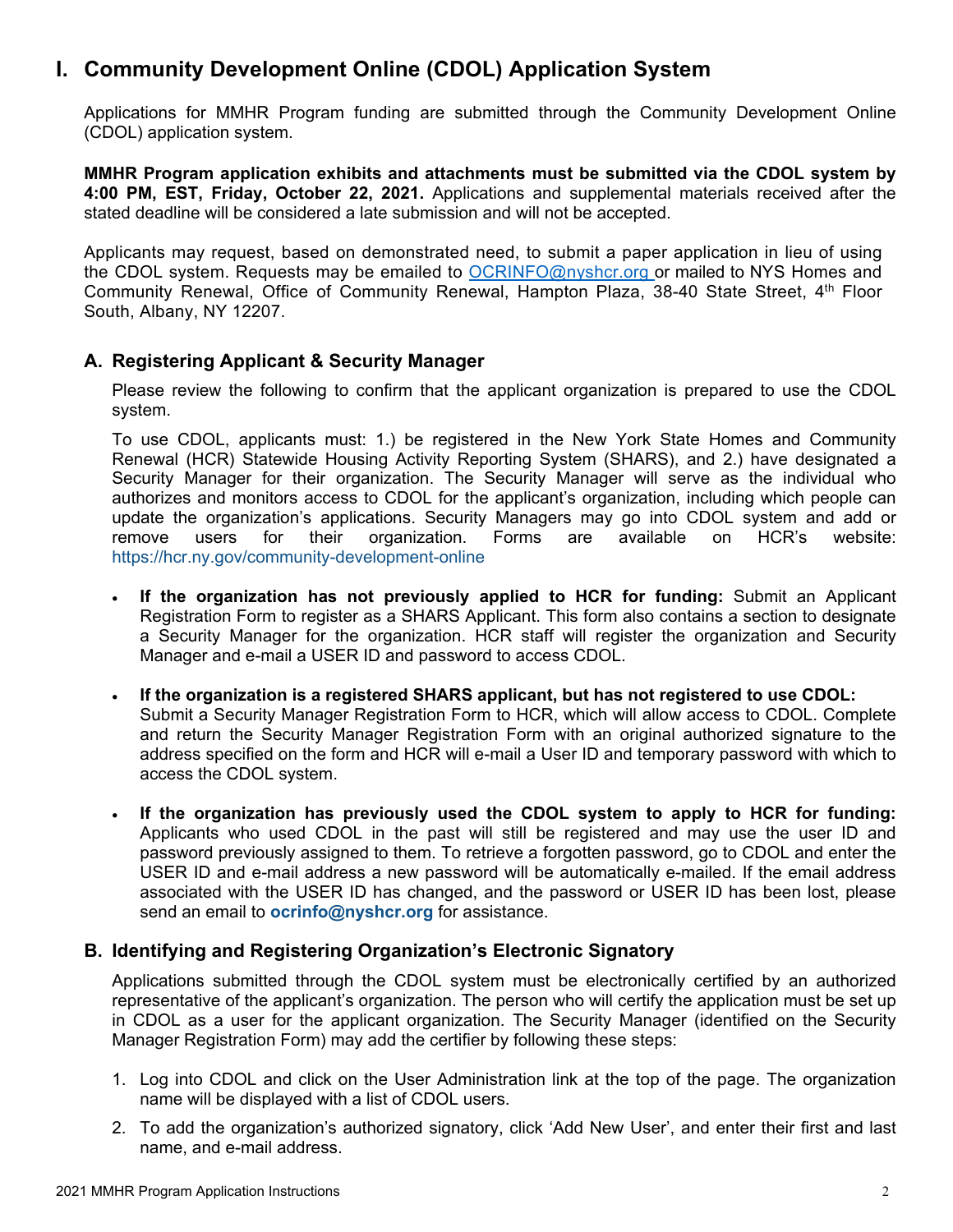# I. Community Development Online (CDOL) Application System

Applications for MMHR Program funding are submitted through the Community Development Online (CDOL) application system.

**MMHR Program application exhibits and attachments must be submitted via the CDOL system by 4:00 PM, EST, Friday, October 22, 2021.** Applications and supplemental materials received after the stated deadline will be considered a late submission and will not be accepted.

Applicants may request, based on demonstrated need, to submit a paper application in lieu of using the CDOL system. Requests may be emailed to OCRINFO@nyshcr.org or mailed to NYS Homes and Community Renewal, Office of Community Renewal, Hampton Plaza, 38-40 State Street, 4th Floor South, Albany, NY 12207.

## A. Registering Applicant & Security Manager

Please review the following to confirm that the applicant organization is prepared to use the CDOL system.

To use CDOL, applicants must: 1.) be registered in the New York State Homes and Community Renewal (HCR) Statewide Housing Activity Reporting System (SHARS), and 2.) have designated a Security Manager for their organization. The Security Manager will serve as the individual who authorizes and monitors access to CDOL for the applicant's organization, including which people can update the organization's applications. Security Managers may go into CDOL system and add or remove users for their organization. Forms are available on HCR's website: https://hcr.ny.gov/community-development-online

- **If the organization has not previously applied to HCR for funding:** Submit an Applicant Registration Form to register as a SHARS Applicant. This form also contains a section to designate a Security Manager for the organization. HCR staff will register the organization and Security Manager and e-mail a USER ID and password to access CDOL.
- **If the organization is a registered SHARS applicant, but has not registered to use CDOL:** Submit a Security Manager Registration Form to HCR, which will allow access to CDOL. Complete and return the Security Manager Registration Form with an original authorized signature to the address specified on the form and HCR will e-mail a User ID and temporary password with which to access the CDOL system.
- **If the organization has previously used the CDOL system to apply to HCR for funding:** Applicants who used CDOL in the past will still be registered and may use the user ID and password previously assigned to them. To retrieve a forgotten password, go to CDOL and enter the USER ID and e-mail address a new password will be automatically e-mailed. If the email address associated with the USER ID has changed, and the password or USER ID has been lost, please send an email to **ocrinfo@nyshcr.org** for assistance.

## B. Identifying and Registering Organization's Electronic Signatory

Applications submitted through the CDOL system must be electronically certified by an authorized representative of the applicant's organization. The person who will certify the application must be set up in CDOL as a user for the applicant organization. The Security Manager (identified on the Security Manager Registration Form) may add the certifier by following these steps:

1. Log into CDOL and click on the User Administration link at the top of the page. The organization name will be displayed with a list of CDOL users.
2. To add the organization's authorized signatory, click 'Add New User', and enter their first and last name, and e-mail address.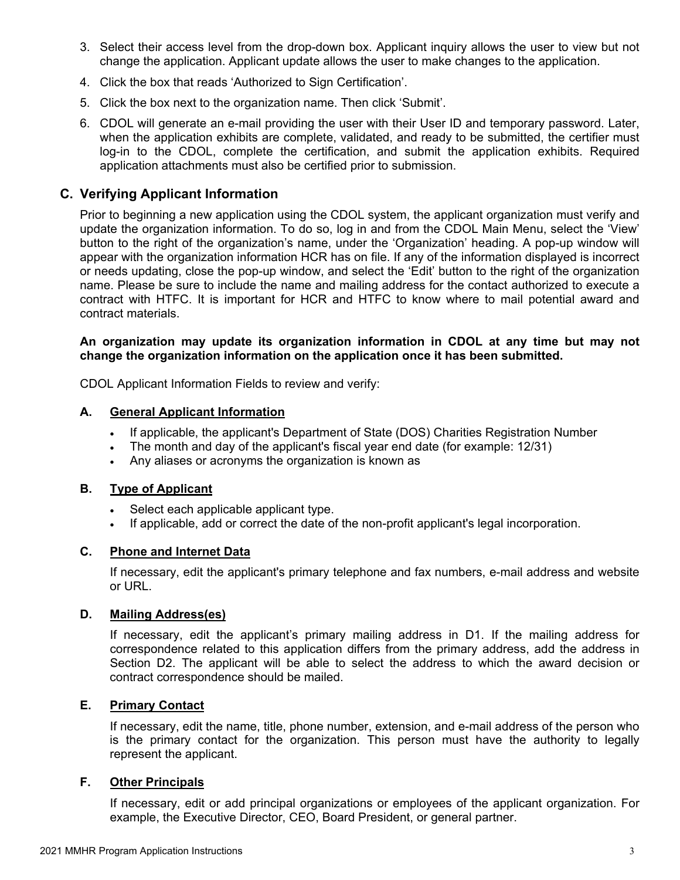3. Select their access level from the drop-down box. Applicant inquiry allows the user to view but not change the application. Applicant update allows the user to make changes to the application.
4. Click the box that reads 'Authorized to Sign Certification'.
5. Click the box next to the organization name. Then click 'Submit'.
6. CDOL will generate an e-mail providing the user with their User ID and temporary password. Later, when the application exhibits are complete, validated, and ready to be submitted, the certifier must log-in to the CDOL, complete the certification, and submit the application exhibits. Required application attachments must also be certified prior to submission.

## C. Verifying Applicant Information

Prior to beginning a new application using the CDOL system, the applicant organization must verify and update the organization information. To do so, log in and from the CDOL Main Menu, select the 'View' button to the right of the organization's name, under the 'Organization' heading. A pop-up window will appear with the organization information HCR has on file. If any of the information displayed is incorrect or needs updating, close the pop-up window, and select the 'Edit' button to the right of the organization name. Please be sure to include the name and mailing address for the contact authorized to execute a contract with HTFC. It is important for HCR and HTFC to know where to mail potential award and contract materials.

**An organization may update its organization information in CDOL at any time but may not change the organization information on the application once it has been submitted.**

CDOL Applicant Information Fields to review and verify:

### A. General Applicant Information

- If applicable, the applicant's Department of State (DOS) Charities Registration Number
- The month and day of the applicant's fiscal year end date (for example: 12/31)
- Any aliases or acronyms the organization is known as

### B. Type of Applicant

- Select each applicable applicant type.
- If applicable, add or correct the date of the non-profit applicant's legal incorporation.

### C. Phone and Internet Data

If necessary, edit the applicant's primary telephone and fax numbers, e-mail address and website or URL.

### D. Mailing Address(es)

If necessary, edit the applicant's primary mailing address in D1. If the mailing address for correspondence related to this application differs from the primary address, add the address in Section D2. The applicant will be able to select the address to which the award decision or contract correspondence should be mailed.

### E. Primary Contact

If necessary, edit the name, title, phone number, extension, and e-mail address of the person who is the primary contact for the organization. This person must have the authority to legally represent the applicant.

### F. Other Principals

If necessary, edit or add principal organizations or employees of the applicant organization. For example, the Executive Director, CEO, Board President, or general partner.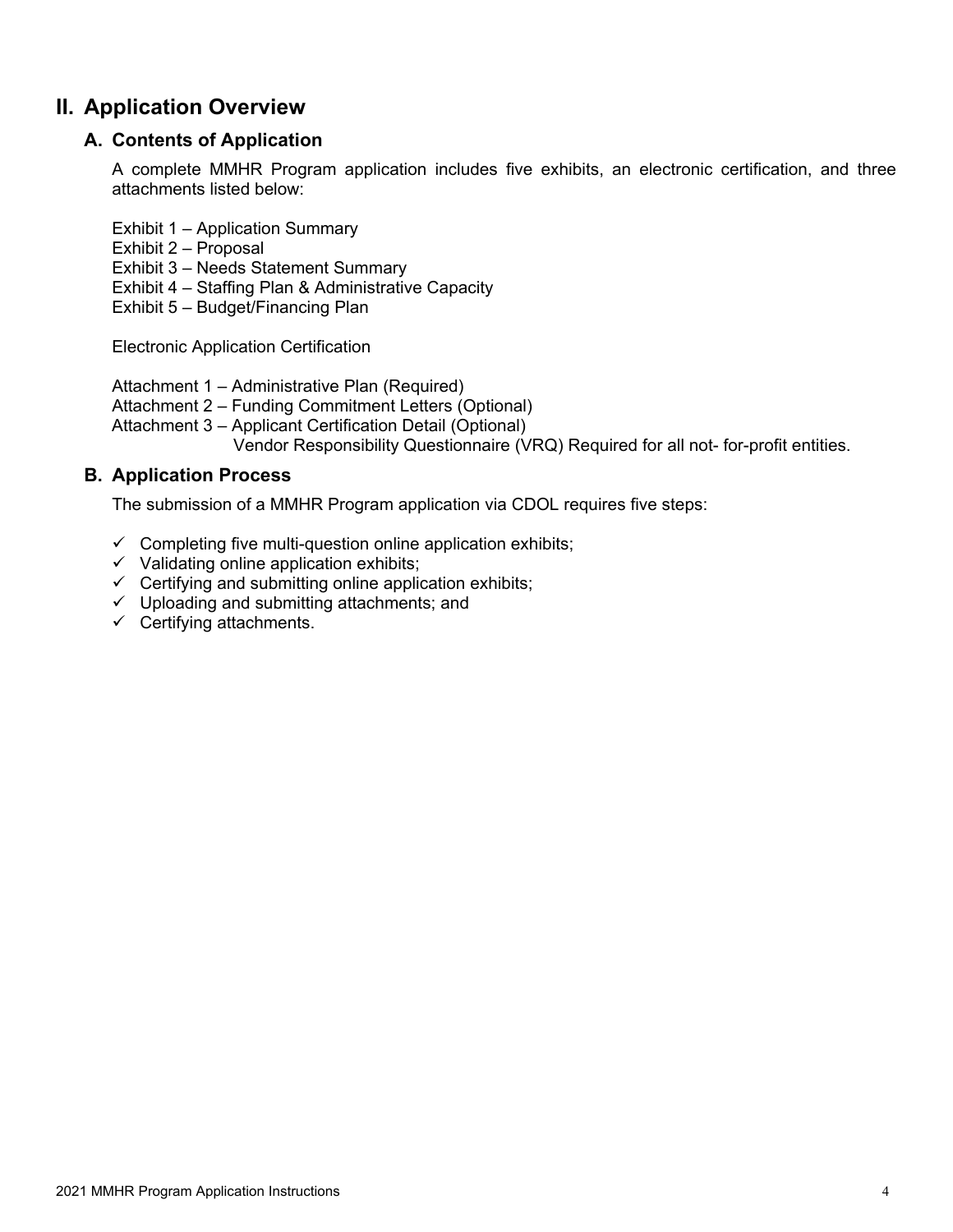## II. Application Overview

### A. Contents of Application

A complete MMHR Program application includes five exhibits, an electronic certification, and three attachments listed below:

Exhibit 1 – Application Summary
Exhibit 2 – Proposal
Exhibit 3 – Needs Statement Summary
Exhibit 4 – Staffing Plan & Administrative Capacity
Exhibit 5 – Budget/Financing Plan

Electronic Application Certification

Attachment 1 – Administrative Plan (Required)
Attachment 2 – Funding Commitment Letters (Optional)
Attachment 3 – Applicant Certification Detail (Optional)
Vendor Responsibility Questionnaire (VRQ) Required for all not- for-profit entities.

### B. Application Process

The submission of a MMHR Program application via CDOL requires five steps:

- ✓ Completing five multi-question online application exhibits;
- ✓ Validating online application exhibits;
- ✓ Certifying and submitting online application exhibits;
- ✓ Uploading and submitting attachments; and
- ✓ Certifying attachments.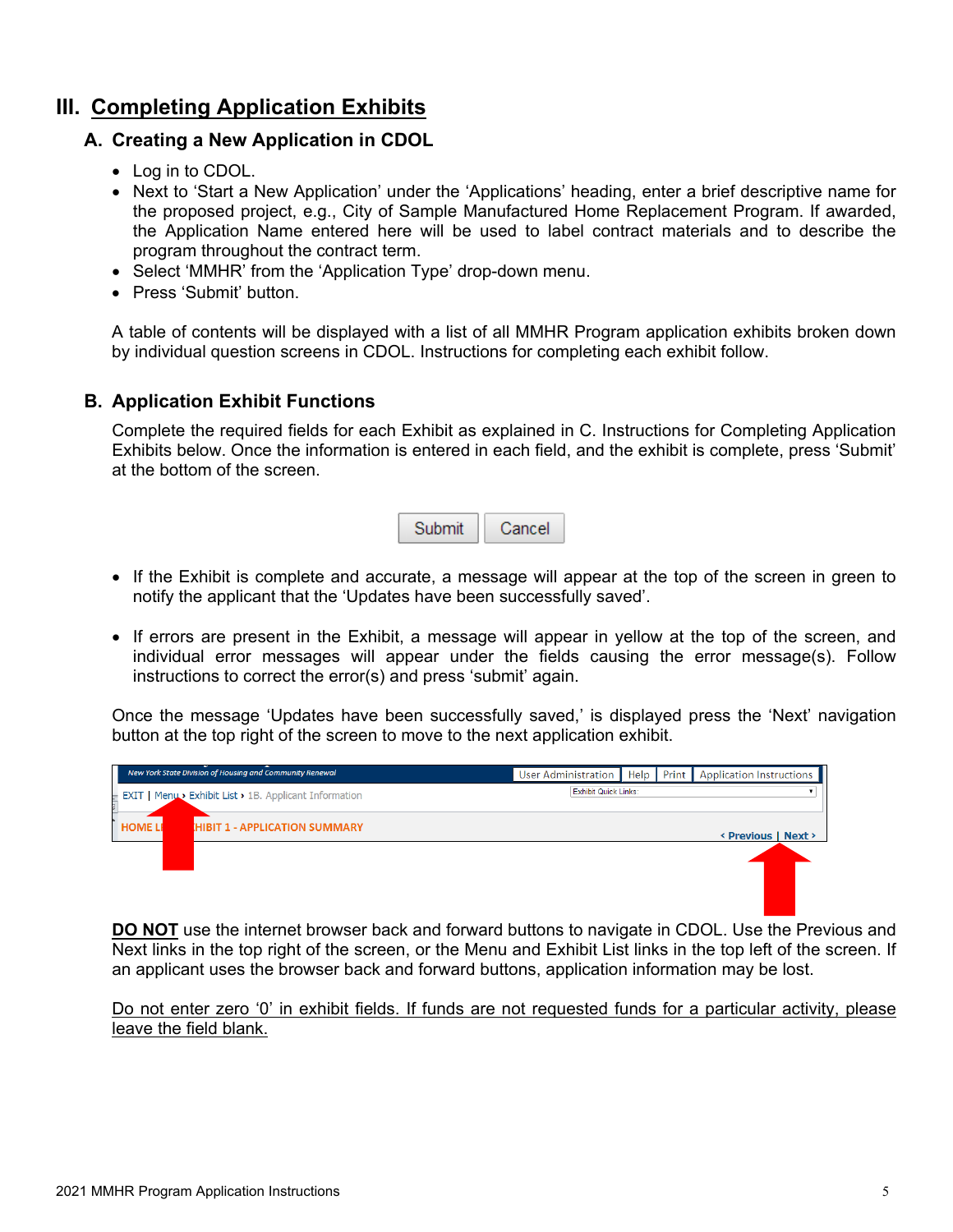# III. Completing Application Exhibits

## A. Creating a New Application in CDOL

- Log in to CDOL.
- Next to 'Start a New Application' under the 'Applications' heading, enter a brief descriptive name for the proposed project, e.g., City of Sample Manufactured Home Replacement Program. If awarded, the Application Name entered here will be used to label contract materials and to describe the program throughout the contract term.
- Select 'MMHR' from the 'Application Type' drop-down menu.
- Press 'Submit' button.

A table of contents will be displayed with a list of all MMHR Program application exhibits broken down by individual question screens in CDOL. Instructions for completing each exhibit follow.

## B. Application Exhibit Functions

Complete the required fields for each Exhibit as explained in C. Instructions for Completing Application Exhibits below. Once the information is entered in each field, and the exhibit is complete, press 'Submit' at the bottom of the screen.

Submit Cancel

- If the Exhibit is complete and accurate, a message will appear at the top of the screen in green to notify the applicant that the 'Updates have been successfully saved'.

- If errors are present in the Exhibit, a message will appear in yellow at the top of the screen, and individual error messages will appear under the fields causing the error message(s). Follow instructions to correct the error(s) and press 'submit' again.

Once the message 'Updates have been successfully saved,' is displayed press the 'Next' navigation button at the top right of the screen to move to the next application exhibit.

New York State Division of Housing and Community Renewal | User Administration | Help | Print | Application Instructions

EXIT | Menu › Exhibit List › 1B. Applicant Information | Exhibit Quick Links:

HOME LI... HIBIT 1 - APPLICATION SUMMARY | ‹ Previous | Next ›

**<u>DO NOT</u>** use the internet browser back and forward buttons to navigate in CDOL. Use the Previous and Next links in the top right of the screen, or the Menu and Exhibit List links in the top left of the screen. If an applicant uses the browser back and forward buttons, application information may be lost.

<u>Do not enter zero '0' in exhibit fields. If funds are not requested funds for a particular activity, please leave the field blank.</u>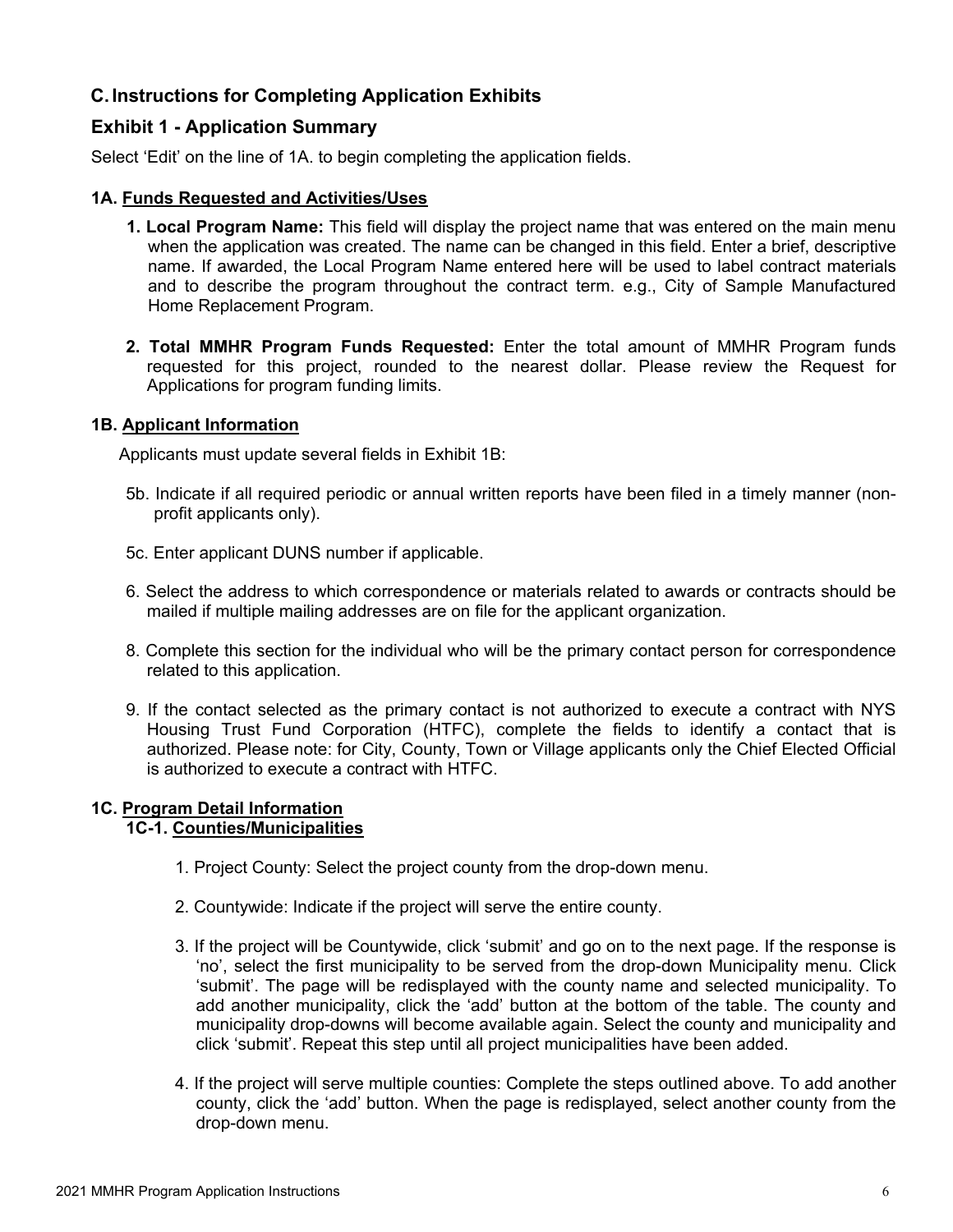## C. Instructions for Completing Application Exhibits

### Exhibit 1 - Application Summary

Select 'Edit' on the line of 1A. to begin completing the application fields.

#### 1A. Funds Requested and Activities/Uses

1. **Local Program Name:** This field will display the project name that was entered on the main menu when the application was created. The name can be changed in this field. Enter a brief, descriptive name. If awarded, the Local Program Name entered here will be used to label contract materials and to describe the program throughout the contract term. e.g., City of Sample Manufactured Home Replacement Program.

2. **Total MMHR Program Funds Requested:** Enter the total amount of MMHR Program funds requested for this project, rounded to the nearest dollar. Please review the Request for Applications for program funding limits.

#### 1B. Applicant Information

Applicants must update several fields in Exhibit 1B:

5b. Indicate if all required periodic or annual written reports have been filed in a timely manner (non-profit applicants only).

5c. Enter applicant DUNS number if applicable.

6. Select the address to which correspondence or materials related to awards or contracts should be mailed if multiple mailing addresses are on file for the applicant organization.

8. Complete this section for the individual who will be the primary contact person for correspondence related to this application.

9. If the contact selected as the primary contact is not authorized to execute a contract with NYS Housing Trust Fund Corporation (HTFC), complete the fields to identify a contact that is authorized. Please note: for City, County, Town or Village applicants only the Chief Elected Official is authorized to execute a contract with HTFC.

#### 1C. Program Detail Information

##### 1C-1. Counties/Municipalities

1. Project County: Select the project county from the drop-down menu.

2. Countywide: Indicate if the project will serve the entire county.

3. If the project will be Countywide, click 'submit' and go on to the next page. If the response is 'no', select the first municipality to be served from the drop-down Municipality menu. Click 'submit'. The page will be redisplayed with the county name and selected municipality. To add another municipality, click the 'add' button at the bottom of the table. The county and municipality drop-downs will become available again. Select the county and municipality and click 'submit'. Repeat this step until all project municipalities have been added.

4. If the project will serve multiple counties: Complete the steps outlined above. To add another county, click the 'add' button. When the page is redisplayed, select another county from the drop-down menu.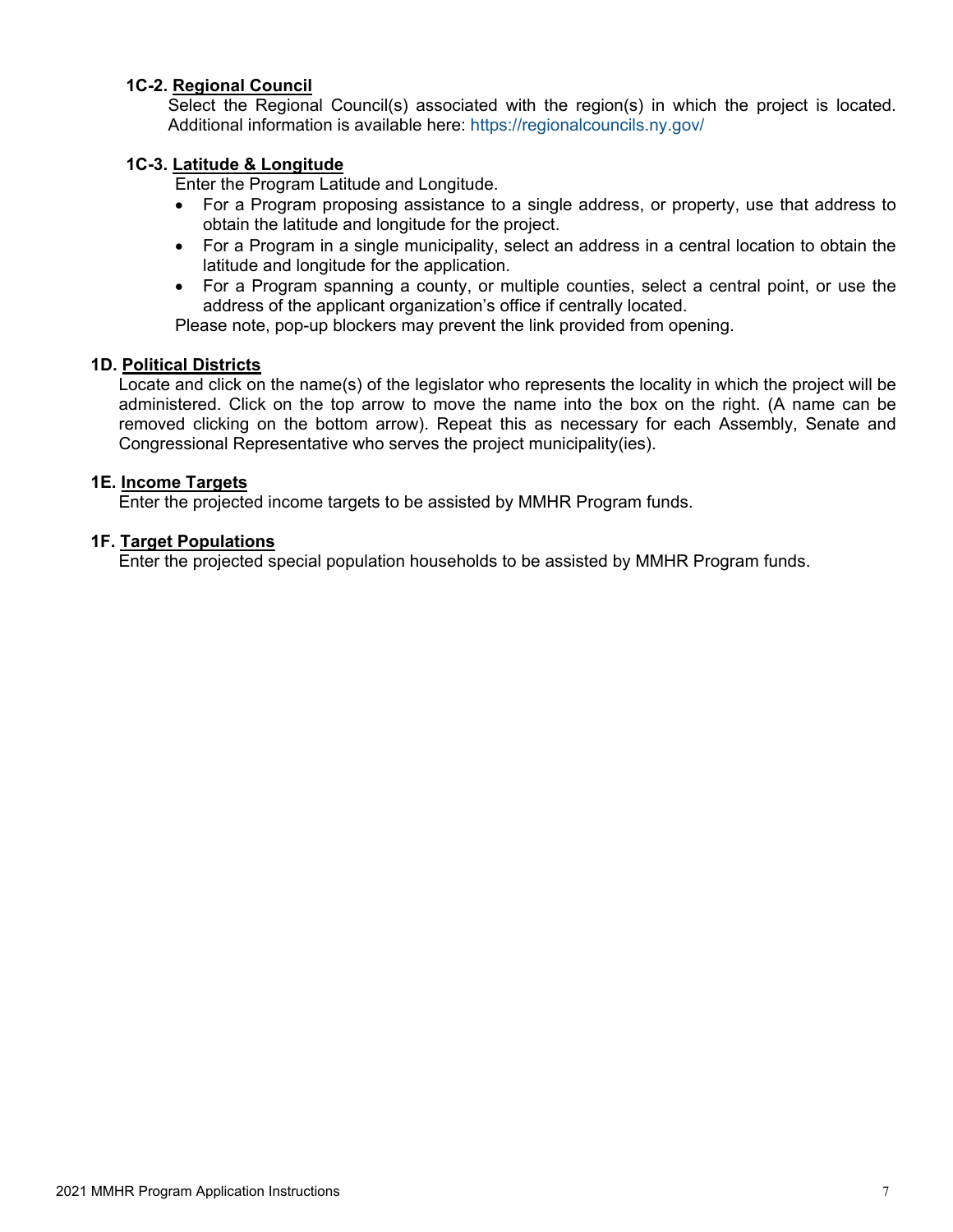**1C-2. Regional Council**

Select the Regional Council(s) associated with the region(s) in which the project is located. Additional information is available here: https://regionalcouncils.ny.gov/

**1C-3. Latitude & Longitude**

Enter the Program Latitude and Longitude.

- For a Program proposing assistance to a single address, or property, use that address to obtain the latitude and longitude for the project.
- For a Program in a single municipality, select an address in a central location to obtain the latitude and longitude for the application.
- For a Program spanning a county, or multiple counties, select a central point, or use the address of the applicant organization's office if centrally located.

Please note, pop-up blockers may prevent the link provided from opening.

**1D. Political Districts**

Locate and click on the name(s) of the legislator who represents the locality in which the project will be administered. Click on the top arrow to move the name into the box on the right. (A name can be removed clicking on the bottom arrow). Repeat this as necessary for each Assembly, Senate and Congressional Representative who serves the project municipality(ies).

**1E. Income Targets**

Enter the projected income targets to be assisted by MMHR Program funds.

**1F. Target Populations**

Enter the projected special population households to be assisted by MMHR Program funds.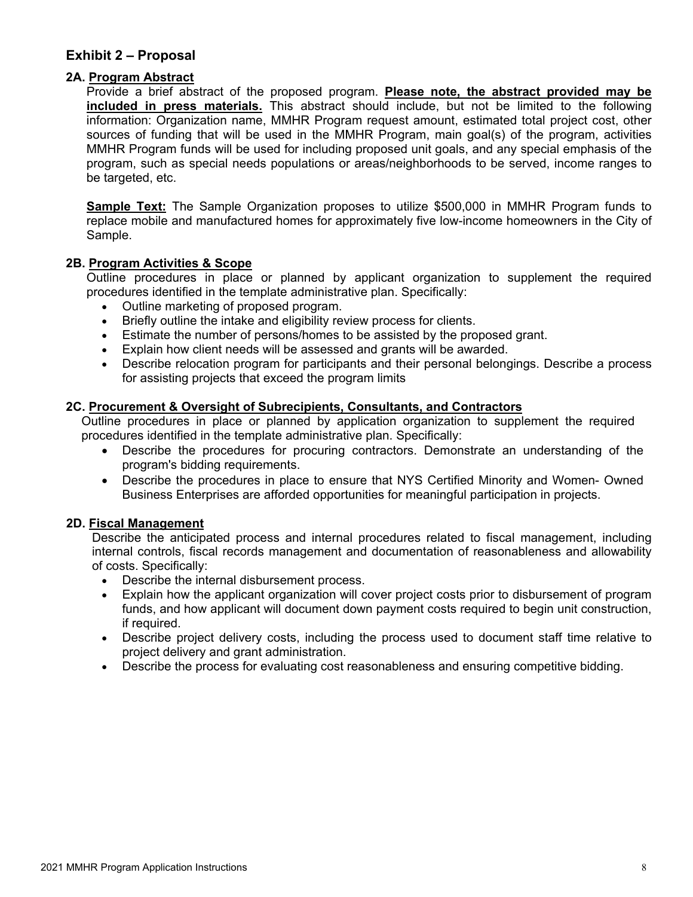## Exhibit 2 – Proposal

### 2A. Program Abstract

Provide a brief abstract of the proposed program. **Please note, the abstract provided may be included in press materials.** This abstract should include, but not be limited to the following information: Organization name, MMHR Program request amount, estimated total project cost, other sources of funding that will be used in the MMHR Program, main goal(s) of the program, activities MMHR Program funds will be used for including proposed unit goals, and any special emphasis of the program, such as special needs populations or areas/neighborhoods to be served, income ranges to be targeted, etc.

**Sample Text:** The Sample Organization proposes to utilize $500,000 in MMHR Program funds to replace mobile and manufactured homes for approximately five low-income homeowners in the City of Sample.

### 2B. Program Activities & Scope

Outline procedures in place or planned by applicant organization to supplement the required procedures identified in the template administrative plan. Specifically:

- Outline marketing of proposed program.
- Briefly outline the intake and eligibility review process for clients.
- Estimate the number of persons/homes to be assisted by the proposed grant.
- Explain how client needs will be assessed and grants will be awarded.
- Describe relocation program for participants and their personal belongings. Describe a process for assisting projects that exceed the program limits

### 2C. Procurement & Oversight of Subrecipients, Consultants, and Contractors

Outline procedures in place or planned by application organization to supplement the required procedures identified in the template administrative plan. Specifically:

- Describe the procedures for procuring contractors. Demonstrate an understanding of the program's bidding requirements.
- Describe the procedures in place to ensure that NYS Certified Minority and Women- Owned Business Enterprises are afforded opportunities for meaningful participation in projects.

### 2D. Fiscal Management

Describe the anticipated process and internal procedures related to fiscal management, including internal controls, fiscal records management and documentation of reasonableness and allowability of costs. Specifically:

- Describe the internal disbursement process.
- Explain how the applicant organization will cover project costs prior to disbursement of program funds, and how applicant will document down payment costs required to begin unit construction, if required.
- Describe project delivery costs, including the process used to document staff time relative to project delivery and grant administration.
- Describe the process for evaluating cost reasonableness and ensuring competitive bidding.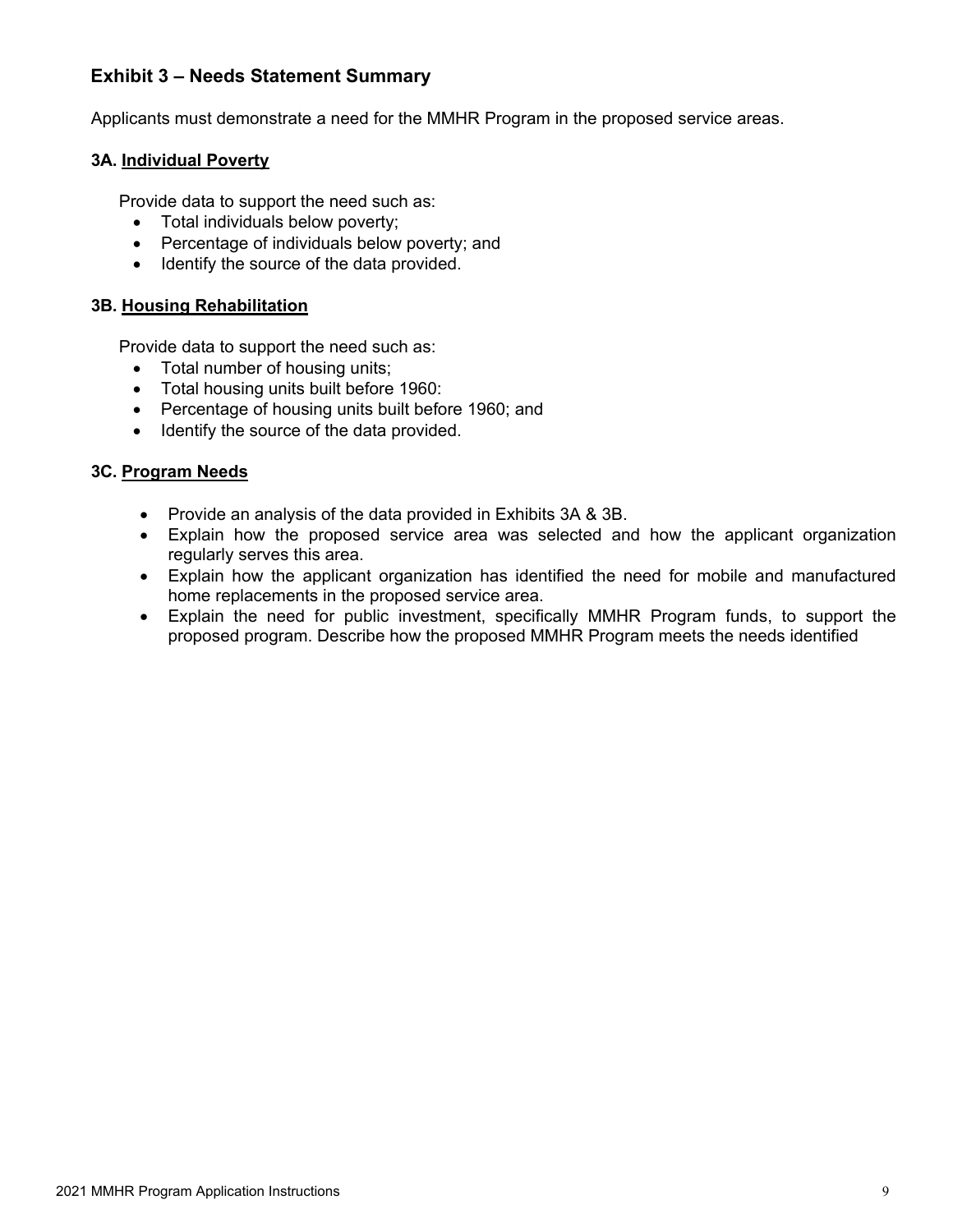## Exhibit 3 – Needs Statement Summary

Applicants must demonstrate a need for the MMHR Program in the proposed service areas.

### 3A. Individual Poverty

Provide data to support the need such as:

- Total individuals below poverty;
- Percentage of individuals below poverty; and
- Identify the source of the data provided.

### 3B. Housing Rehabilitation

Provide data to support the need such as:

- Total number of housing units;
- Total housing units built before 1960:
- Percentage of housing units built before 1960; and
- Identify the source of the data provided.

### 3C. Program Needs

- Provide an analysis of the data provided in Exhibits 3A & 3B.
- Explain how the proposed service area was selected and how the applicant organization regularly serves this area.
- Explain how the applicant organization has identified the need for mobile and manufactured home replacements in the proposed service area.
- Explain the need for public investment, specifically MMHR Program funds, to support the proposed program. Describe how the proposed MMHR Program meets the needs identified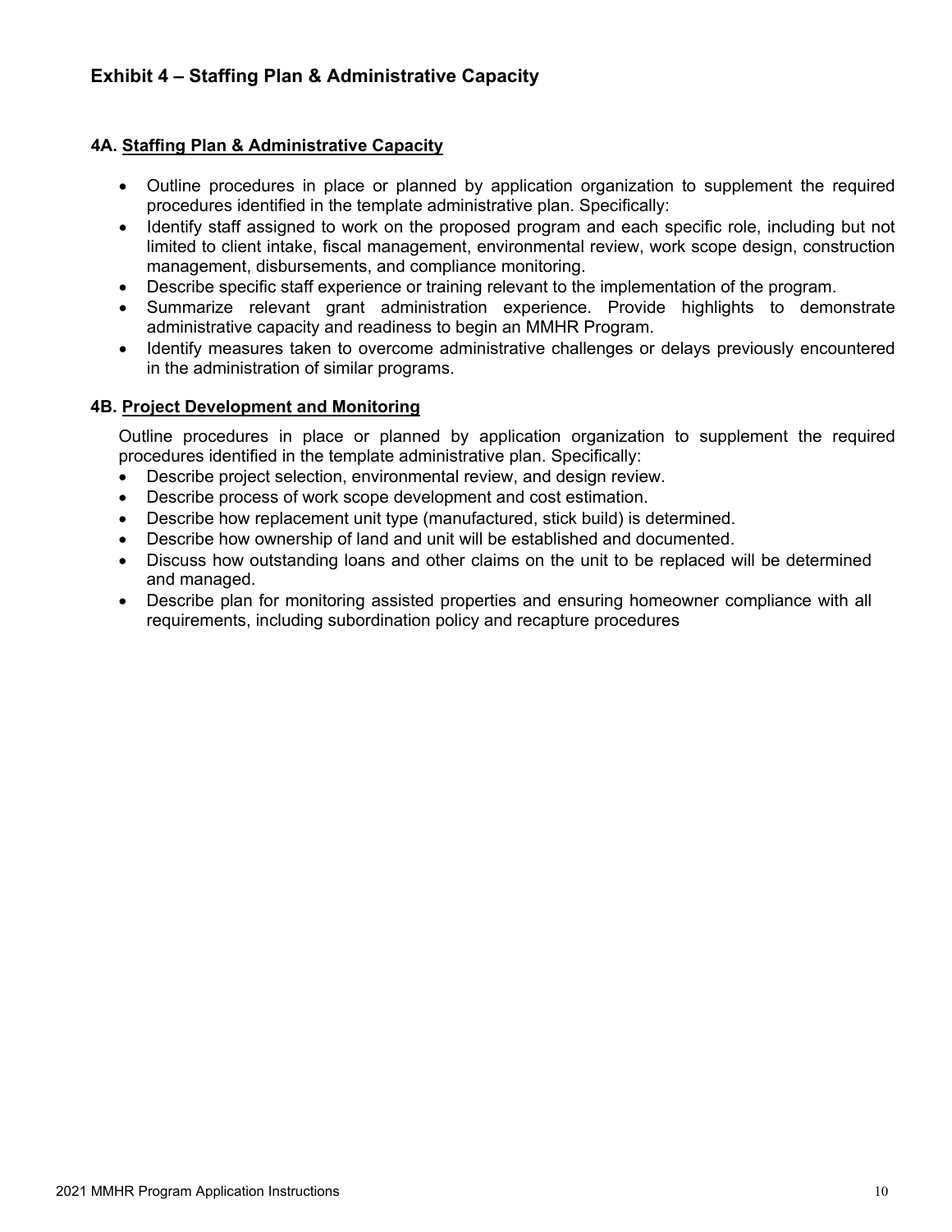## Exhibit 4 – Staffing Plan & Administrative Capacity

### 4A. Staffing Plan & Administrative Capacity

- Outline procedures in place or planned by application organization to supplement the required procedures identified in the template administrative plan. Specifically:
- Identify staff assigned to work on the proposed program and each specific role, including but not limited to client intake, fiscal management, environmental review, work scope design, construction management, disbursements, and compliance monitoring.
- Describe specific staff experience or training relevant to the implementation of the program.
- Summarize relevant grant administration experience. Provide highlights to demonstrate administrative capacity and readiness to begin an MMHR Program.
- Identify measures taken to overcome administrative challenges or delays previously encountered in the administration of similar programs.

### 4B. Project Development and Monitoring

Outline procedures in place or planned by application organization to supplement the required procedures identified in the template administrative plan. Specifically:

- Describe project selection, environmental review, and design review.
- Describe process of work scope development and cost estimation.
- Describe how replacement unit type (manufactured, stick build) is determined.
- Describe how ownership of land and unit will be established and documented.
- Discuss how outstanding loans and other claims on the unit to be replaced will be determined and managed.
- Describe plan for monitoring assisted properties and ensuring homeowner compliance with all requirements, including subordination policy and recapture procedures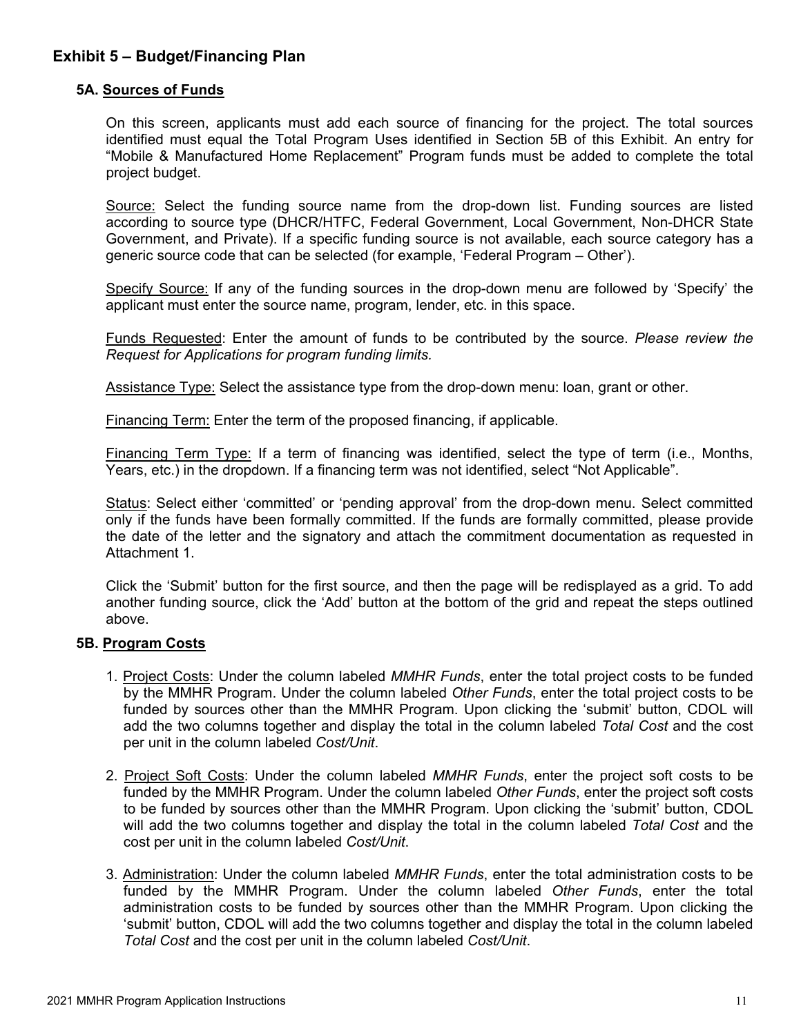## Exhibit 5 – Budget/Financing Plan

### 5A. Sources of Funds

On this screen, applicants must add each source of financing for the project. The total sources identified must equal the Total Program Uses identified in Section 5B of this Exhibit. An entry for "Mobile & Manufactured Home Replacement" Program funds must be added to complete the total project budget.

Source: Select the funding source name from the drop-down list. Funding sources are listed according to source type (DHCR/HTFC, Federal Government, Local Government, Non-DHCR State Government, and Private). If a specific funding source is not available, each source category has a generic source code that can be selected (for example, 'Federal Program – Other').

Specify Source: If any of the funding sources in the drop-down menu are followed by 'Specify' the applicant must enter the source name, program, lender, etc. in this space.

Funds Requested: Enter the amount of funds to be contributed by the source. *Please review the Request for Applications for program funding limits.*

Assistance Type: Select the assistance type from the drop-down menu: loan, grant or other.

Financing Term: Enter the term of the proposed financing, if applicable.

Financing Term Type: If a term of financing was identified, select the type of term (i.e., Months, Years, etc.) in the dropdown. If a financing term was not identified, select "Not Applicable".

Status: Select either 'committed' or 'pending approval' from the drop-down menu. Select committed only if the funds have been formally committed. If the funds are formally committed, please provide the date of the letter and the signatory and attach the commitment documentation as requested in Attachment 1.

Click the 'Submit' button for the first source, and then the page will be redisplayed as a grid. To add another funding source, click the 'Add' button at the bottom of the grid and repeat the steps outlined above.

### 5B. Program Costs

1. Project Costs: Under the column labeled *MMHR Funds*, enter the total project costs to be funded by the MMHR Program. Under the column labeled *Other Funds*, enter the total project costs to be funded by sources other than the MMHR Program. Upon clicking the 'submit' button, CDOL will add the two columns together and display the total in the column labeled *Total Cost* and the cost per unit in the column labeled *Cost/Unit*.

2. Project Soft Costs: Under the column labeled *MMHR Funds*, enter the project soft costs to be funded by the MMHR Program. Under the column labeled *Other Funds*, enter the project soft costs to be funded by sources other than the MMHR Program. Upon clicking the 'submit' button, CDOL will add the two columns together and display the total in the column labeled *Total Cost* and the cost per unit in the column labeled *Cost/Unit*.

3. Administration: Under the column labeled *MMHR Funds*, enter the total administration costs to be funded by the MMHR Program. Under the column labeled *Other Funds*, enter the total administration costs to be funded by sources other than the MMHR Program. Upon clicking the 'submit' button, CDOL will add the two columns together and display the total in the column labeled *Total Cost* and the cost per unit in the column labeled *Cost/Unit*.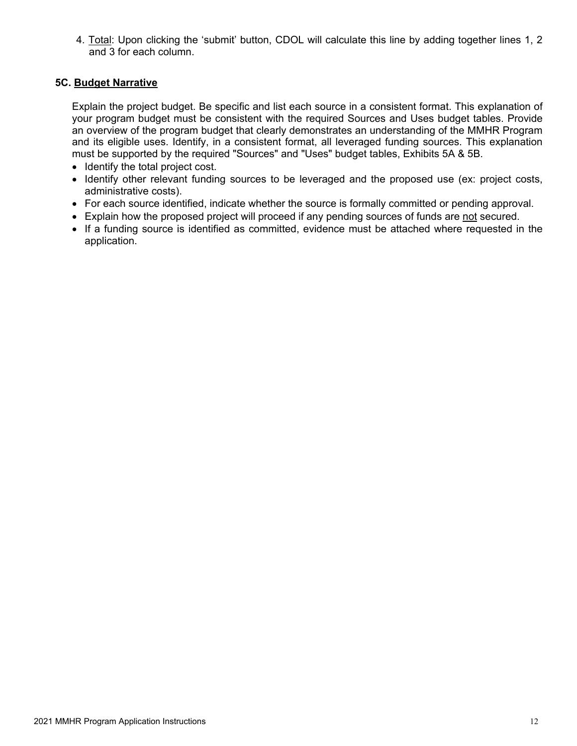4. Total: Upon clicking the 'submit' button, CDOL will calculate this line by adding together lines 1, 2 and 3 for each column.

### 5C. Budget Narrative

Explain the project budget. Be specific and list each source in a consistent format. This explanation of your program budget must be consistent with the required Sources and Uses budget tables. Provide an overview of the program budget that clearly demonstrates an understanding of the MMHR Program and its eligible uses. Identify, in a consistent format, all leveraged funding sources. This explanation must be supported by the required "Sources" and "Uses" budget tables, Exhibits 5A & 5B.

- Identify the total project cost.
- Identify other relevant funding sources to be leveraged and the proposed use (ex: project costs, administrative costs).
- For each source identified, indicate whether the source is formally committed or pending approval.
- Explain how the proposed project will proceed if any pending sources of funds are not secured.
- If a funding source is identified as committed, evidence must be attached where requested in the application.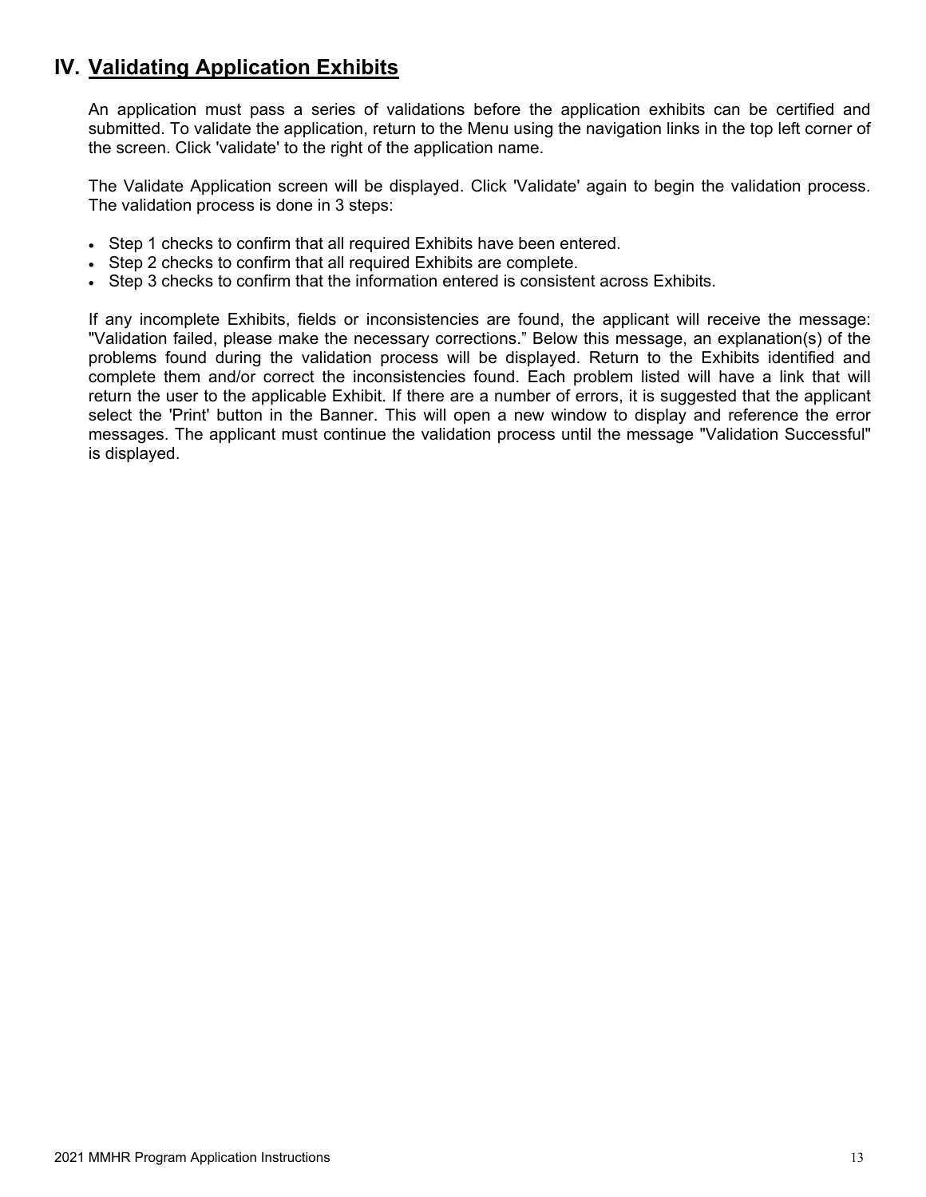# IV. Validating Application Exhibits

An application must pass a series of validations before the application exhibits can be certified and submitted. To validate the application, return to the Menu using the navigation links in the top left corner of the screen. Click 'validate' to the right of the application name.

The Validate Application screen will be displayed. Click 'Validate' again to begin the validation process. The validation process is done in 3 steps:

- Step 1 checks to confirm that all required Exhibits have been entered.
- Step 2 checks to confirm that all required Exhibits are complete.
- Step 3 checks to confirm that the information entered is consistent across Exhibits.

If any incomplete Exhibits, fields or inconsistencies are found, the applicant will receive the message: "Validation failed, please make the necessary corrections." Below this message, an explanation(s) of the problems found during the validation process will be displayed. Return to the Exhibits identified and complete them and/or correct the inconsistencies found. Each problem listed will have a link that will return the user to the applicable Exhibit. If there are a number of errors, it is suggested that the applicant select the 'Print' button in the Banner. This will open a new window to display and reference the error messages. The applicant must continue the validation process until the message "Validation Successful" is displayed.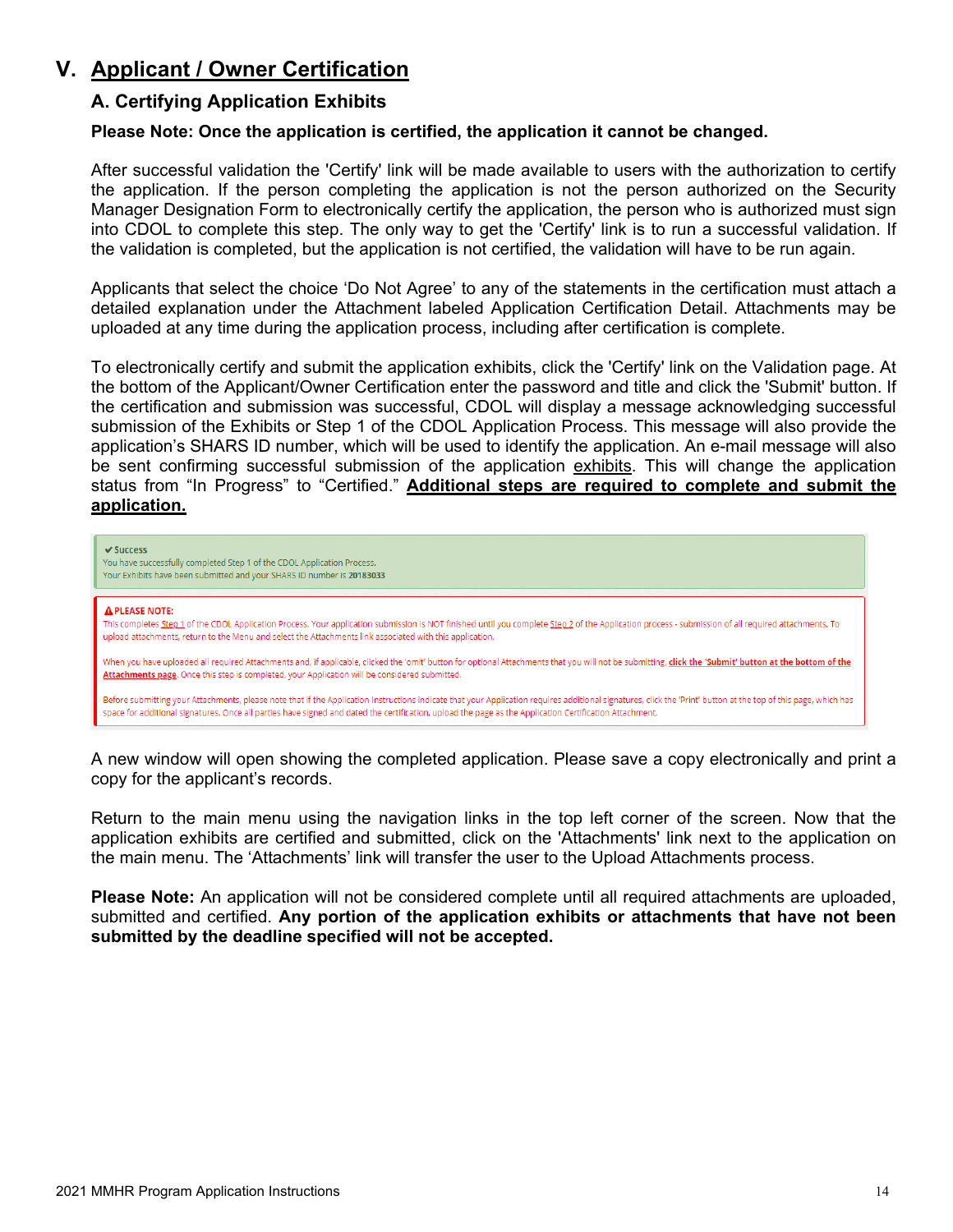# V. Applicant / Owner Certification

## A. Certifying Application Exhibits

**Please Note: Once the application is certified, the application it cannot be changed.**

After successful validation the 'Certify' link will be made available to users with the authorization to certify the application. If the person completing the application is not the person authorized on the Security Manager Designation Form to electronically certify the application, the person who is authorized must sign into CDOL to complete this step. The only way to get the 'Certify' link is to run a successful validation. If the validation is completed, but the application is not certified, the validation will have to be run again.

Applicants that select the choice 'Do Not Agree' to any of the statements in the certification must attach a detailed explanation under the Attachment labeled Application Certification Detail. Attachments may be uploaded at any time during the application process, including after certification is complete.

To electronically certify and submit the application exhibits, click the 'Certify' link on the Validation page. At the bottom of the Applicant/Owner Certification enter the password and title and click the 'Submit' button. If the certification and submission was successful, CDOL will display a message acknowledging successful submission of the Exhibits or Step 1 of the CDOL Application Process. This message will also provide the application's SHARS ID number, which will be used to identify the application. An e-mail message will also be sent confirming successful submission of the application exhibits. This will change the application status from "In Progress" to "Certified." **Additional steps are required to complete and submit the application.**

✔ Success
You have successfully completed Step 1 of the CDOL Application Process.
Your Exhibits have been submitted and your SHARS ID number is **20183033**

⚠ **PLEASE NOTE:**
This completes Step 1 of the CDOL Application Process. Your application submission is NOT finished until you complete Step 2 of the Application process - submission of all required attachments. To upload attachments, return to the Menu and select the Attachments link associated with this application.

When you have uploaded all required Attachments and, if applicable, clicked the 'omit' button for optional Attachments that you will not be submitting, **click the 'Submit' button at the bottom of the Attachments page**. Once this step is completed, your Application will be considered submitted.

Before submitting your Attachments, please note that if the Application Instructions indicate that your Application requires additional signatures, click the 'Print' button at the top of this page, which has space for additional signatures. Once all parties have signed and dated the certification, upload the page as the Application Certification Attachment.

A new window will open showing the completed application. Please save a copy electronically and print a copy for the applicant's records.

Return to the main menu using the navigation links in the top left corner of the screen. Now that the application exhibits are certified and submitted, click on the 'Attachments' link next to the application on the main menu. The 'Attachments' link will transfer the user to the Upload Attachments process.

**Please Note:** An application will not be considered complete until all required attachments are uploaded, submitted and certified. **Any portion of the application exhibits or attachments that have not been submitted by the deadline specified will not be accepted.**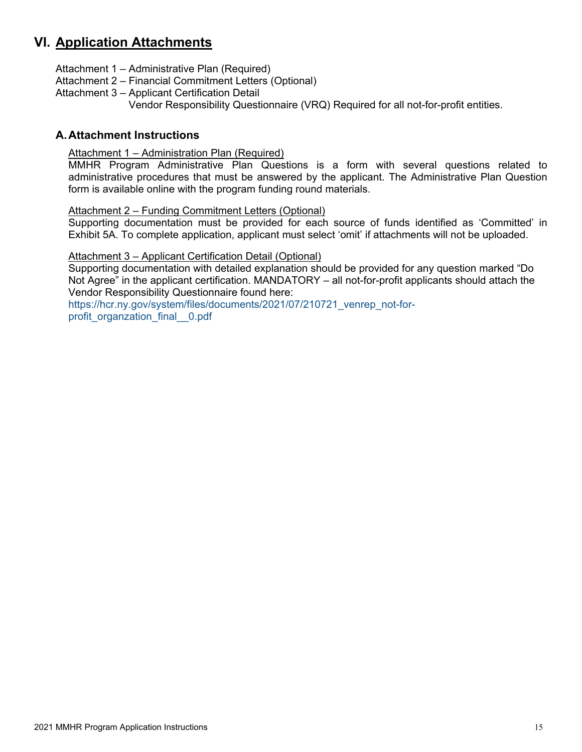# VI. Application Attachments

Attachment 1 – Administrative Plan (Required)
Attachment 2 – Financial Commitment Letters (Optional)
Attachment 3 – Applicant Certification Detail
Vendor Responsibility Questionnaire (VRQ) Required for all not-for-profit entities.

## A. Attachment Instructions

Attachment 1 – Administration Plan (Required)
MMHR Program Administrative Plan Questions is a form with several questions related to administrative procedures that must be answered by the applicant. The Administrative Plan Question form is available online with the program funding round materials.

Attachment 2 – Funding Commitment Letters (Optional)
Supporting documentation must be provided for each source of funds identified as 'Committed' in Exhibit 5A. To complete application, applicant must select 'omit' if attachments will not be uploaded.

Attachment 3 – Applicant Certification Detail (Optional)
Supporting documentation with detailed explanation should be provided for any question marked "Do Not Agree" in the applicant certification. MANDATORY – all not-for-profit applicants should attach the Vendor Responsibility Questionnaire found here:
https://hcr.ny.gov/system/files/documents/2021/07/210721_venrep_not-for-profit_organzation_final__0.pdf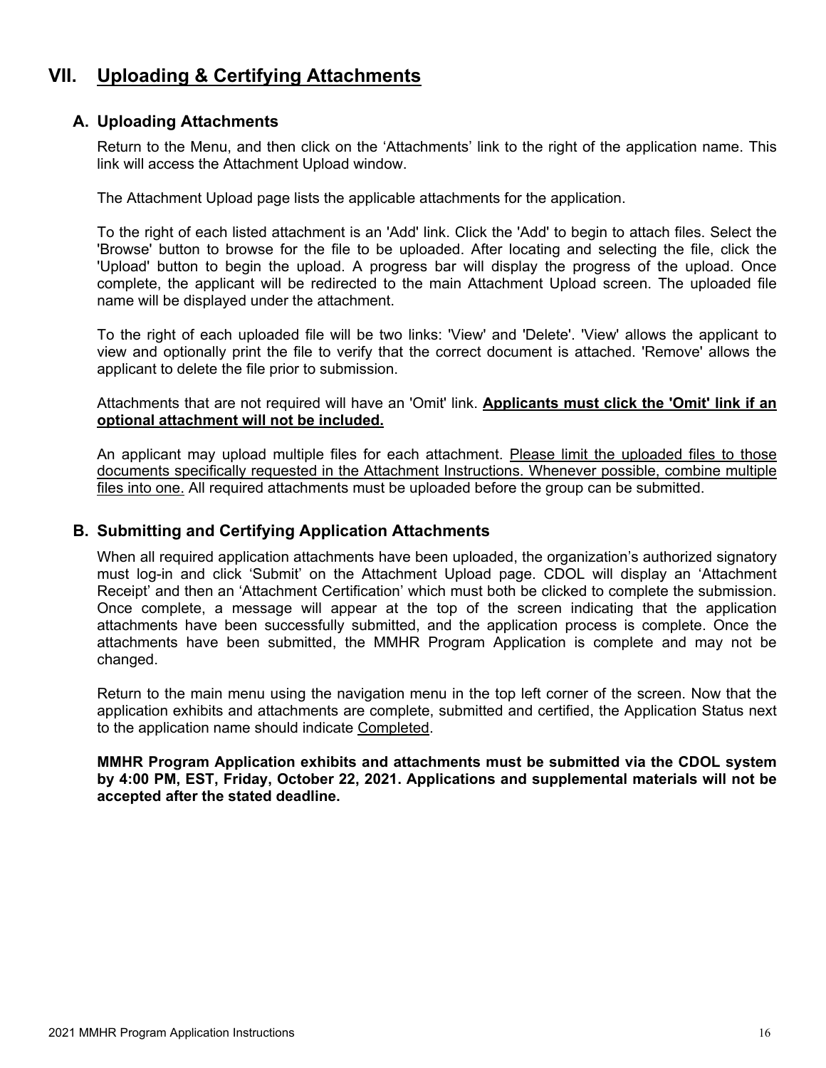# VII. <u>Uploading & Certifying Attachments</u>

## A. Uploading Attachments

Return to the Menu, and then click on the 'Attachments' link to the right of the application name. This link will access the Attachment Upload window.

The Attachment Upload page lists the applicable attachments for the application.

To the right of each listed attachment is an 'Add' link. Click the 'Add' to begin to attach files. Select the 'Browse' button to browse for the file to be uploaded. After locating and selecting the file, click the 'Upload' button to begin the upload. A progress bar will display the progress of the upload. Once complete, the applicant will be redirected to the main Attachment Upload screen. The uploaded file name will be displayed under the attachment.

To the right of each uploaded file will be two links: 'View' and 'Delete'. 'View' allows the applicant to view and optionally print the file to verify that the correct document is attached. 'Remove' allows the applicant to delete the file prior to submission.

Attachments that are not required will have an 'Omit' link. **<u>Applicants must click the 'Omit' link if an optional attachment will not be included.</u>**

An applicant may upload multiple files for each attachment. <u>Please limit the uploaded files to those documents specifically requested in the Attachment Instructions. Whenever possible, combine multiple files into one.</u> All required attachments must be uploaded before the group can be submitted.

## B. Submitting and Certifying Application Attachments

When all required application attachments have been uploaded, the organization's authorized signatory must log-in and click 'Submit' on the Attachment Upload page. CDOL will display an 'Attachment Receipt' and then an 'Attachment Certification' which must both be clicked to complete the submission. Once complete, a message will appear at the top of the screen indicating that the application attachments have been successfully submitted, and the application process is complete. Once the attachments have been submitted, the MMHR Program Application is complete and may not be changed.

Return to the main menu using the navigation menu in the top left corner of the screen. Now that the application exhibits and attachments are complete, submitted and certified, the Application Status next to the application name should indicate <u>Completed</u>.

**MMHR Program Application exhibits and attachments must be submitted via the CDOL system by 4:00 PM, EST, Friday, October 22, 2021. Applications and supplemental materials will not be accepted after the stated deadline.**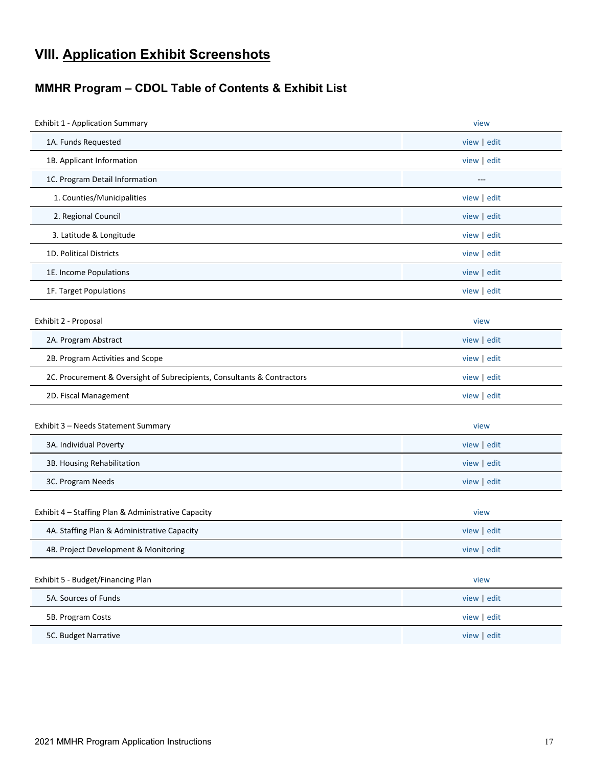# VIII. Application Exhibit Screenshots

## MMHR Program – CDOL Table of Contents & Exhibit List

| Exhibit 1 - Application Summary | view |
|---|---|
| 1A. Funds Requested | view \| edit |
| 1B. Applicant Information | view \| edit |
| 1C. Program Detail Information | --- |
| 1. Counties/Municipalities | view \| edit |
| 2. Regional Council | view \| edit |
| 3. Latitude & Longitude | view \| edit |
| 1D. Political Districts | view \| edit |
| 1E. Income Populations | view \| edit |
| 1F. Target Populations | view \| edit |

| Exhibit 2 - Proposal | view |
|---|---|
| 2A. Program Abstract | view \| edit |
| 2B. Program Activities and Scope | view \| edit |
| 2C. Procurement & Oversight of Subrecipients, Consultants & Contractors | view \| edit |
| 2D. Fiscal Management | view \| edit |

| Exhibit 3 – Needs Statement Summary | view |
|---|---|
| 3A. Individual Poverty | view \| edit |
| 3B. Housing Rehabilitation | view \| edit |
| 3C. Program Needs | view \| edit |

| Exhibit 4 – Staffing Plan & Administrative Capacity | view |
|---|---|
| 4A. Staffing Plan & Administrative Capacity | view \| edit |
| 4B. Project Development & Monitoring | view \| edit |

| Exhibit 5 - Budget/Financing Plan | view |
|---|---|
| 5A. Sources of Funds | view \| edit |
| 5B. Program Costs | view \| edit |
| 5C. Budget Narrative | view \| edit |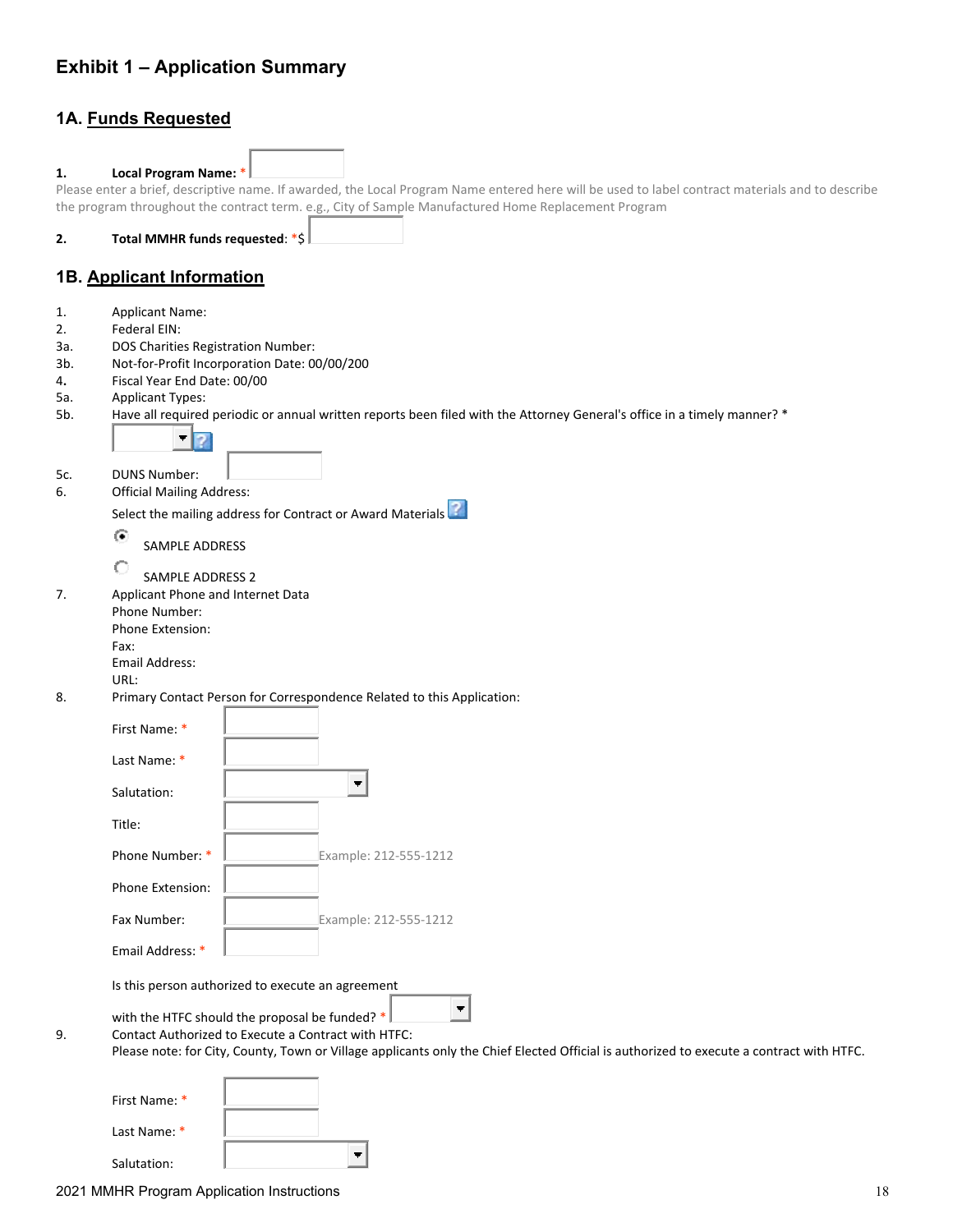# Exhibit 1 – Application Summary

## 1A. Funds Requested

1. **Local Program Name:** *

Please enter a brief, descriptive name. If awarded, the Local Program Name entered here will be used to label contract materials and to describe the program throughout the contract term. e.g., City of Sample Manufactured Home Replacement Program

2. **Total MMHR funds requested**: *$

## 1B. Applicant Information

1. Applicant Name:
2. Federal EIN:

3a. DOS Charities Registration Number:

3b. Not-for-Profit Incorporation Date: 00/00/200

4. Fiscal Year End Date: 00/00

5a. Applicant Types:

5b. Have all required periodic or annual written reports been filed with the Attorney General's office in a timely manner? *

5c. DUNS Number:

6. Official Mailing Address:

   Select the mailing address for Contract or Award Materials

   - (•) SAMPLE ADDRESS
   - ( ) SAMPLE ADDRESS 2

7. Applicant Phone and Internet Data
   Phone Number:
   Phone Extension:
   Fax:
   Email Address:
   URL:

8. Primary Contact Person for Correspondence Related to this Application:

   First Name: *

   Last Name: *

   Salutation:

   Title:

   Phone Number: * Example: 212-555-1212

   Phone Extension:

   Fax Number: Example: 212-555-1212

   Email Address: *

   Is this person authorized to execute an agreement with the HTFC should the proposal be funded? *

9. Contact Authorized to Execute a Contract with HTFC:
   Please note: for City, County, Town or Village applicants only the Chief Elected Official is authorized to execute a contract with HTFC.

   First Name: *

   Last Name: *

   Salutation:

2021 MMHR Program Application Instructions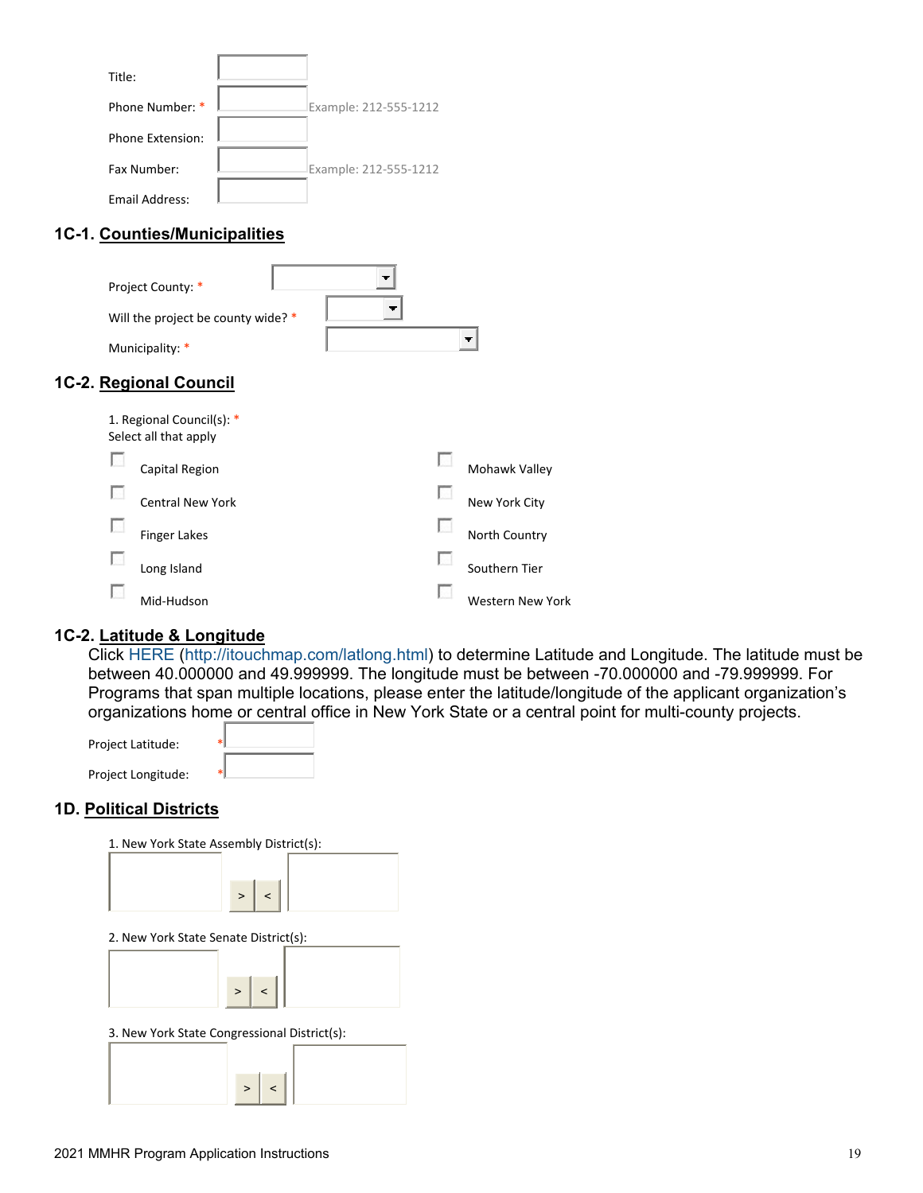Title:

Phone Number: * Example: 212-555-1212

Phone Extension:

Fax Number: Example: 212-555-1212

Email Address:

## 1C-1. Counties/Municipalities

Project County: *

Will the project be county wide? *

Municipality: *

## 1C-2. Regional Council

1. Regional Council(s): *
Select all that apply

- Capital Region
- Central New York
- Finger Lakes
- Long Island
- Mid-Hudson
- Mohawk Valley
- New York City
- North Country
- Southern Tier
- Western New York

## 1C-2. Latitude & Longitude

Click HERE (http://itouchmap.com/latlong.html) to determine Latitude and Longitude. The latitude must be between 40.000000 and 49.999999. The longitude must be between -70.000000 and -79.999999. For Programs that span multiple locations, please enter the latitude/longitude of the applicant organization's organizations home or central office in New York State or a central point for multi-county projects.

Project Latitude: *

Project Longitude: *

## 1D. Political Districts

1. New York State Assembly District(s):

> <

2. New York State Senate District(s):

> <

3. New York State Congressional District(s):

> <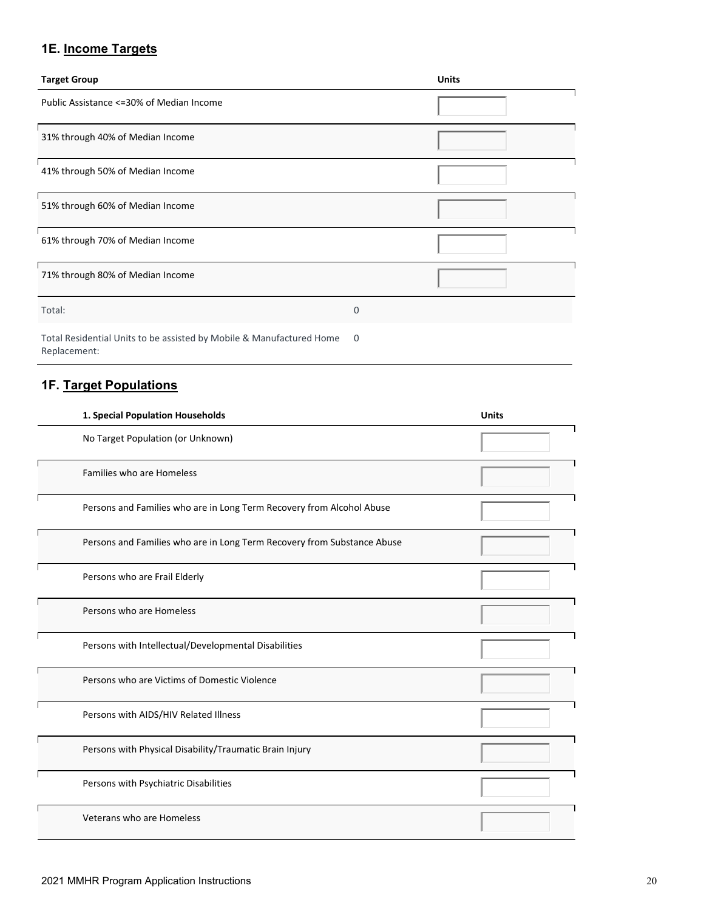## 1E. Income Targets

| Target Group | | Units |
|---|---|---|
| Public Assistance <=30% of Median Income | | |
| 31% through 40% of Median Income | | |
| 41% through 50% of Median Income | | |
| 51% through 60% of Median Income | | |
| 61% through 70% of Median Income | | |
| 71% through 80% of Median Income | | |
| Total: | 0 | |
| Total Residential Units to be assisted by Mobile & Manufactured Home Replacement: | 0 | |

## 1F. Target Populations

| 1. Special Population Households | Units |
|---|---|
| No Target Population (or Unknown) | |
| Families who are Homeless | |
| Persons and Families who are in Long Term Recovery from Alcohol Abuse | |
| Persons and Families who are in Long Term Recovery from Substance Abuse | |
| Persons who are Frail Elderly | |
| Persons who are Homeless | |
| Persons with Intellectual/Developmental Disabilities | |
| Persons who are Victims of Domestic Violence | |
| Persons with AIDS/HIV Related Illness | |
| Persons with Physical Disability/Traumatic Brain Injury | |
| Persons with Psychiatric Disabilities | |
| Veterans who are Homeless | |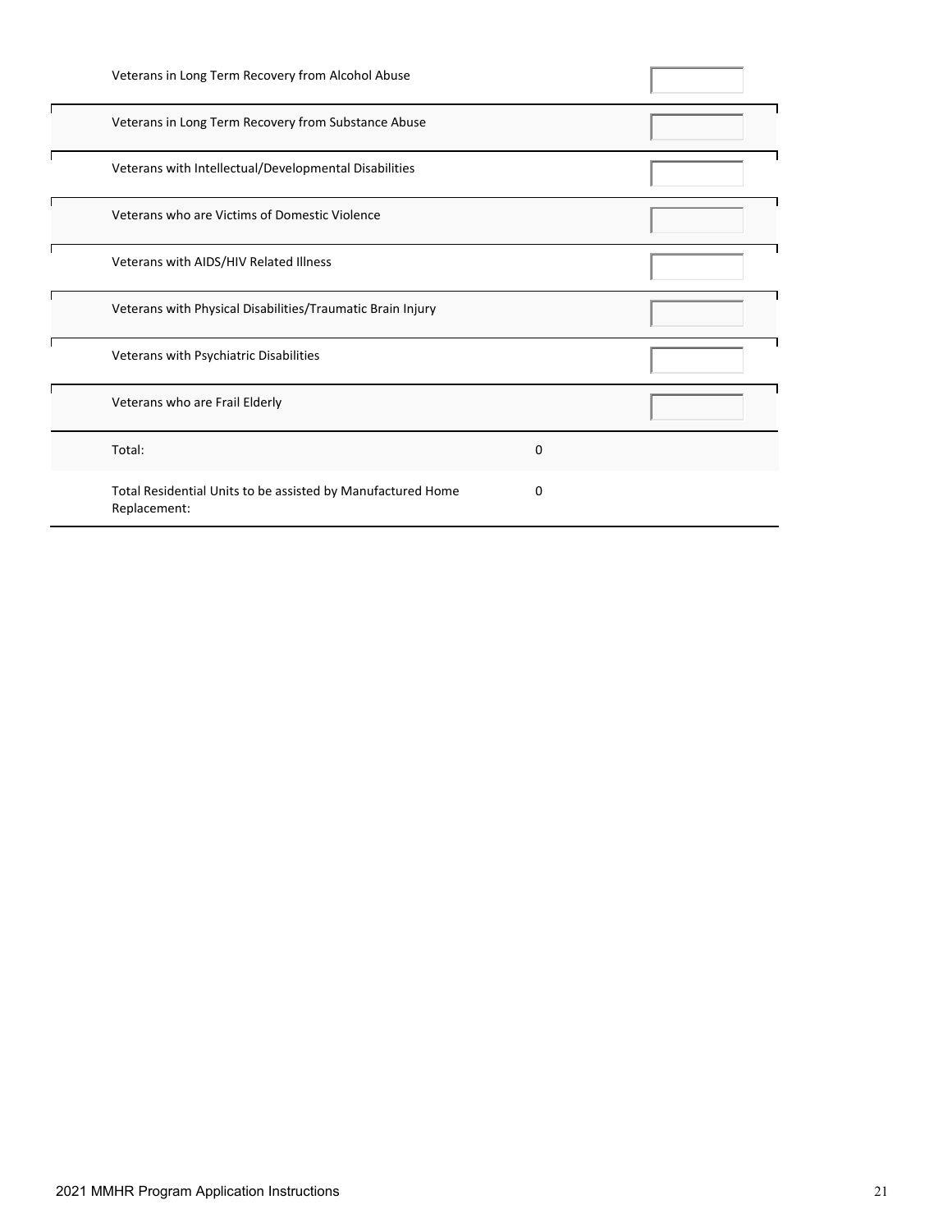| | | |
|---|---|---|
| Veterans in Long Term Recovery from Alcohol Abuse | | |
| Veterans in Long Term Recovery from Substance Abuse | | |
| Veterans with Intellectual/Developmental Disabilities | | |
| Veterans who are Victims of Domestic Violence | | |
| Veterans with AIDS/HIV Related Illness | | |
| Veterans with Physical Disabilities/Traumatic Brain Injury | | |
| Veterans with Psychiatric Disabilities | | |
| Veterans who are Frail Elderly | | |
| Total: | 0 | |
| Total Residential Units to be assisted by Manufactured Home Replacement: | 0 | |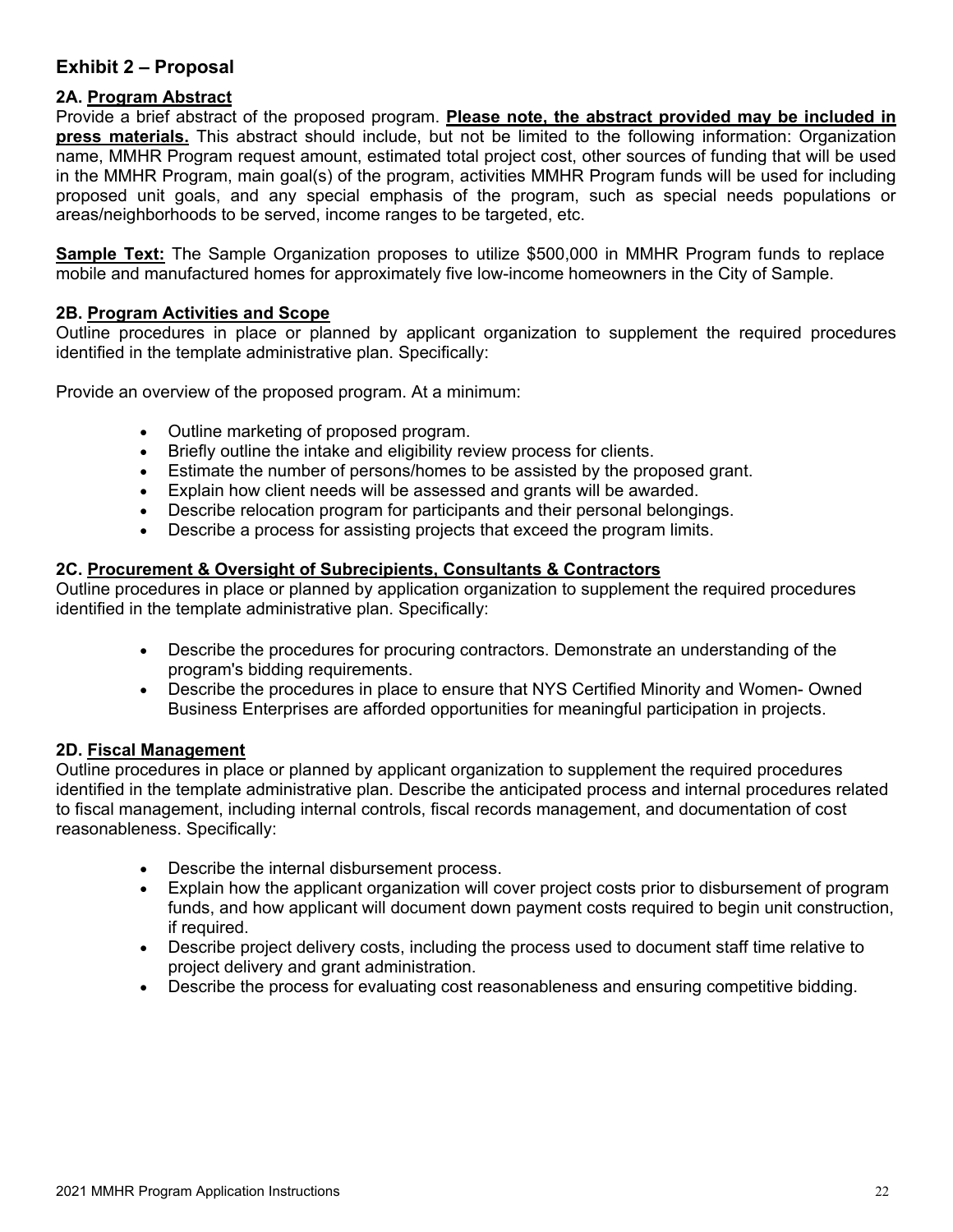## Exhibit 2 – Proposal

### 2A. Program Abstract

Provide a brief abstract of the proposed program. **Please note, the abstract provided may be included in press materials.** This abstract should include, but not be limited to the following information: Organization name, MMHR Program request amount, estimated total project cost, other sources of funding that will be used in the MMHR Program, main goal(s) of the program, activities MMHR Program funds will be used for including proposed unit goals, and any special emphasis of the program, such as special needs populations or areas/neighborhoods to be served, income ranges to be targeted, etc.

**Sample Text:** The Sample Organization proposes to utilize $500,000 in MMHR Program funds to replace mobile and manufactured homes for approximately five low-income homeowners in the City of Sample.

### 2B. Program Activities and Scope

Outline procedures in place or planned by applicant organization to supplement the required procedures identified in the template administrative plan. Specifically:

Provide an overview of the proposed program. At a minimum:

- Outline marketing of proposed program.
- Briefly outline the intake and eligibility review process for clients.
- Estimate the number of persons/homes to be assisted by the proposed grant.
- Explain how client needs will be assessed and grants will be awarded.
- Describe relocation program for participants and their personal belongings.
- Describe a process for assisting projects that exceed the program limits.

### 2C. Procurement & Oversight of Subrecipients, Consultants & Contractors

Outline procedures in place or planned by application organization to supplement the required procedures identified in the template administrative plan. Specifically:

- Describe the procedures for procuring contractors. Demonstrate an understanding of the program's bidding requirements.
- Describe the procedures in place to ensure that NYS Certified Minority and Women- Owned Business Enterprises are afforded opportunities for meaningful participation in projects.

### 2D. Fiscal Management

Outline procedures in place or planned by applicant organization to supplement the required procedures identified in the template administrative plan. Describe the anticipated process and internal procedures related to fiscal management, including internal controls, fiscal records management, and documentation of cost reasonableness. Specifically:

- Describe the internal disbursement process.
- Explain how the applicant organization will cover project costs prior to disbursement of program funds, and how applicant will document down payment costs required to begin unit construction, if required.
- Describe project delivery costs, including the process used to document staff time relative to project delivery and grant administration.
- Describe the process for evaluating cost reasonableness and ensuring competitive bidding.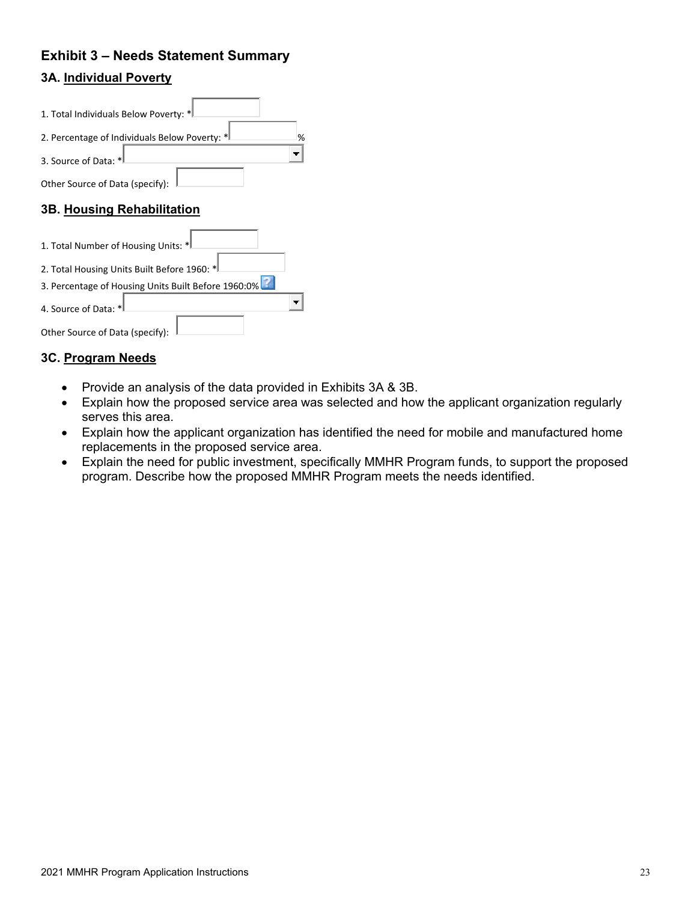## Exhibit 3 – Needs Statement Summary

### 3A. Individual Poverty

1. Total Individuals Below Poverty: *

2. Percentage of Individuals Below Poverty: * %

3. Source of Data: *

Other Source of Data (specify):

### 3B. Housing Rehabilitation

1. Total Number of Housing Units: *

2. Total Housing Units Built Before 1960: *

3. Percentage of Housing Units Built Before 1960:0%

4. Source of Data: *

Other Source of Data (specify):

### 3C. Program Needs

- Provide an analysis of the data provided in Exhibits 3A & 3B.
- Explain how the proposed service area was selected and how the applicant organization regularly serves this area.
- Explain how the applicant organization has identified the need for mobile and manufactured home replacements in the proposed service area.
- Explain the need for public investment, specifically MMHR Program funds, to support the proposed program. Describe how the proposed MMHR Program meets the needs identified.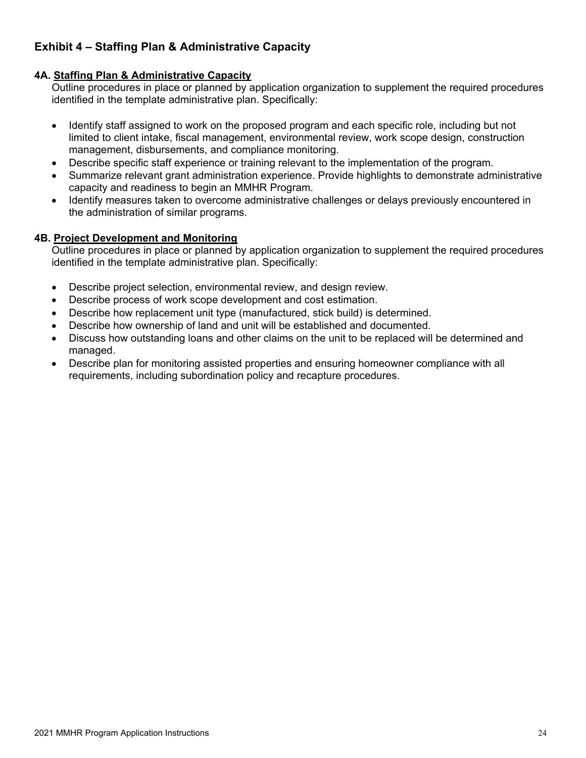## Exhibit 4 – Staffing Plan & Administrative Capacity

**4A. Staffing Plan & Administrative Capacity**

Outline procedures in place or planned by application organization to supplement the required procedures identified in the template administrative plan. Specifically:

- Identify staff assigned to work on the proposed program and each specific role, including but not limited to client intake, fiscal management, environmental review, work scope design, construction management, disbursements, and compliance monitoring.
- Describe specific staff experience or training relevant to the implementation of the program.
- Summarize relevant grant administration experience. Provide highlights to demonstrate administrative capacity and readiness to begin an MMHR Program.
- Identify measures taken to overcome administrative challenges or delays previously encountered in the administration of similar programs.

**4B. Project Development and Monitoring**

Outline procedures in place or planned by application organization to supplement the required procedures identified in the template administrative plan. Specifically:

- Describe project selection, environmental review, and design review.
- Describe process of work scope development and cost estimation.
- Describe how replacement unit type (manufactured, stick build) is determined.
- Describe how ownership of land and unit will be established and documented.
- Discuss how outstanding loans and other claims on the unit to be replaced will be determined and managed.
- Describe plan for monitoring assisted properties and ensuring homeowner compliance with all requirements, including subordination policy and recapture procedures.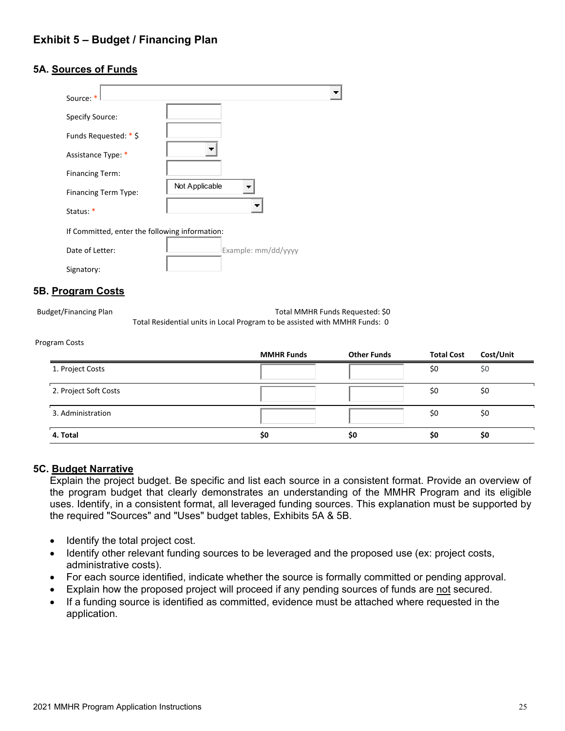## Exhibit 5 – Budget / Financing Plan

### 5A. Sources of Funds

Source: *

Specify Source:

Funds Requested: * $

Assistance Type: *

Financing Term:

Financing Term Type: Not Applicable

Status: *

If Committed, enter the following information:

Date of Letter: Example: mm/dd/yyyy

Signatory:

### 5B. Program Costs

Budget/Financing Plan

Total MMHR Funds Requested: $0

Total Residential units in Local Program to be assisted with MMHR Funds: 0

Program Costs

| | MMHR Funds | Other Funds | Total Cost | Cost/Unit |
|---|---|---|---|---|
| 1. Project Costs | | | $0 | $0 |
| 2. Project Soft Costs | | | $0 | $0 |
| 3. Administration | | | $0 | $0 |
| **4. Total** | **$0** | **$0** | **$0** | **$0** |

### 5C. Budget Narrative

Explain the project budget. Be specific and list each source in a consistent format. Provide an overview of the program budget that clearly demonstrates an understanding of the MMHR Program and its eligible uses. Identify, in a consistent format, all leveraged funding sources. This explanation must be supported by the required "Sources" and "Uses" budget tables, Exhibits 5A & 5B.

- Identify the total project cost.
- Identify other relevant funding sources to be leveraged and the proposed use (ex: project costs, administrative costs).
- For each source identified, indicate whether the source is formally committed or pending approval.
- Explain how the proposed project will proceed if any pending sources of funds are not secured.
- If a funding source is identified as committed, evidence must be attached where requested in the application.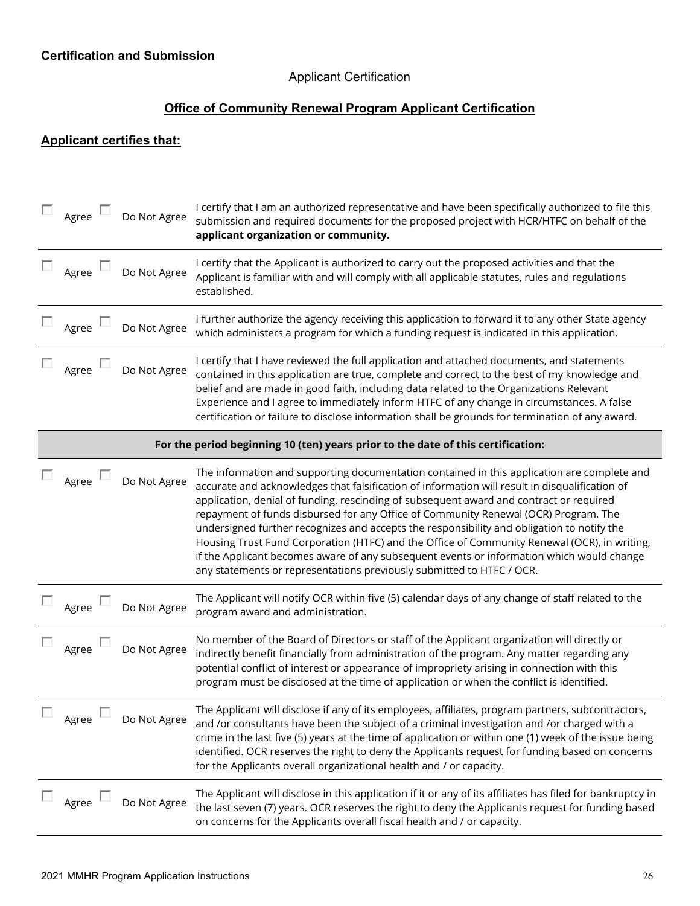**Certification and Submission**

Applicant Certification

## Office of Community Renewal Program Applicant Certification

### Applicant certifies that:

| | | |
|---|---|---|
| ☐ Agree | ☐ Do Not Agree | I certify that I am an authorized representative and have been specifically authorized to file this submission and required documents for the proposed project with HCR/HTFC on behalf of the **applicant organization or community.** |
| ☐ Agree | ☐ Do Not Agree | I certify that the Applicant is authorized to carry out the proposed activities and that the Applicant is familiar with and will comply with all applicable statutes, rules and regulations established. |
| ☐ Agree | ☐ Do Not Agree | I further authorize the agency receiving this application to forward it to any other State agency which administers a program for which a funding request is indicated in this application. |
| ☐ Agree | ☐ Do Not Agree | I certify that I have reviewed the full application and attached documents, and statements contained in this application are true, complete and correct to the best of my knowledge and belief and are made in good faith, including data related to the Organizations Relevant Experience and I agree to immediately inform HTFC of any change in circumstances. A false certification or failure to disclose information shall be grounds for termination of any award. |
| | | **For the period beginning 10 (ten) years prior to the date of this certification:** |
| ☐ Agree | ☐ Do Not Agree | The information and supporting documentation contained in this application are complete and accurate and acknowledges that falsification of information will result in disqualification of application, denial of funding, rescinding of subsequent award and contract or required repayment of funds disbursed for any Office of Community Renewal (OCR) Program. The undersigned further recognizes and accepts the responsibility and obligation to notify the Housing Trust Fund Corporation (HTFC) and the Office of Community Renewal (OCR), in writing, if the Applicant becomes aware of any subsequent events or information which would change any statements or representations previously submitted to HTFC / OCR. |
| ☐ Agree | ☐ Do Not Agree | The Applicant will notify OCR within five (5) calendar days of any change of staff related to the program award and administration. |
| ☐ Agree | ☐ Do Not Agree | No member of the Board of Directors or staff of the Applicant organization will directly or indirectly benefit financially from administration of the program. Any matter regarding any potential conflict of interest or appearance of impropriety arising in connection with this program must be disclosed at the time of application or when the conflict is identified. |
| ☐ Agree | ☐ Do Not Agree | The Applicant will disclose if any of its employees, affiliates, program partners, subcontractors, and /or consultants have been the subject of a criminal investigation and /or charged with a crime in the last five (5) years at the time of application or within one (1) week of the issue being identified. OCR reserves the right to deny the Applicants request for funding based on concerns for the Applicants overall organizational health and / or capacity. |
| ☐ Agree | ☐ Do Not Agree | The Applicant will disclose in this application if it or any of its affiliates has filed for bankruptcy in the last seven (7) years. OCR reserves the right to deny the Applicants request for funding based on concerns for the Applicants overall fiscal health and / or capacity. |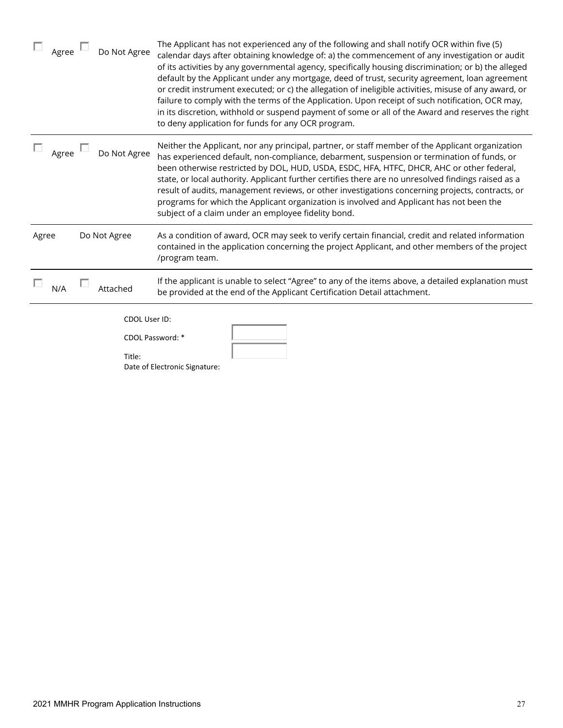| | |
|---|---|
| ☐ Agree ☐ Do Not Agree | The Applicant has not experienced any of the following and shall notify OCR within five (5) calendar days after obtaining knowledge of: a) the commencement of any investigation or audit of its activities by any governmental agency, specifically housing discrimination; or b) the alleged default by the Applicant under any mortgage, deed of trust, security agreement, loan agreement or credit instrument executed; or c) the allegation of ineligible activities, misuse of any award, or failure to comply with the terms of the Application. Upon receipt of such notification, OCR may, in its discretion, withhold or suspend payment of some or all of the Award and reserves the right to deny application for funds for any OCR program. |
| ☐ Agree ☐ Do Not Agree | Neither the Applicant, nor any principal, partner, or staff member of the Applicant organization has experienced default, non-compliance, debarment, suspension or termination of funds, or been otherwise restricted by DOL, HUD, USDA, ESDC, HFA, HTFC, DHCR, AHC or other federal, state, or local authority. Applicant further certifies there are no unresolved findings raised as a result of audits, management reviews, or other investigations concerning projects, contracts, or programs for which the Applicant organization is involved and Applicant has not been the subject of a claim under an employee fidelity bond. |
| Agree Do Not Agree | As a condition of award, OCR may seek to verify certain financial, credit and related information contained in the application concerning the project Applicant, and other members of the project /program team. |
| ☐ N/A ☐ Attached | If the applicant is unable to select "Agree" to any of the items above, a detailed explanation must be provided at the end of the Applicant Certification Detail attachment. |

CDOL User ID:

CDOL Password: *

Title:

Date of Electronic Signature: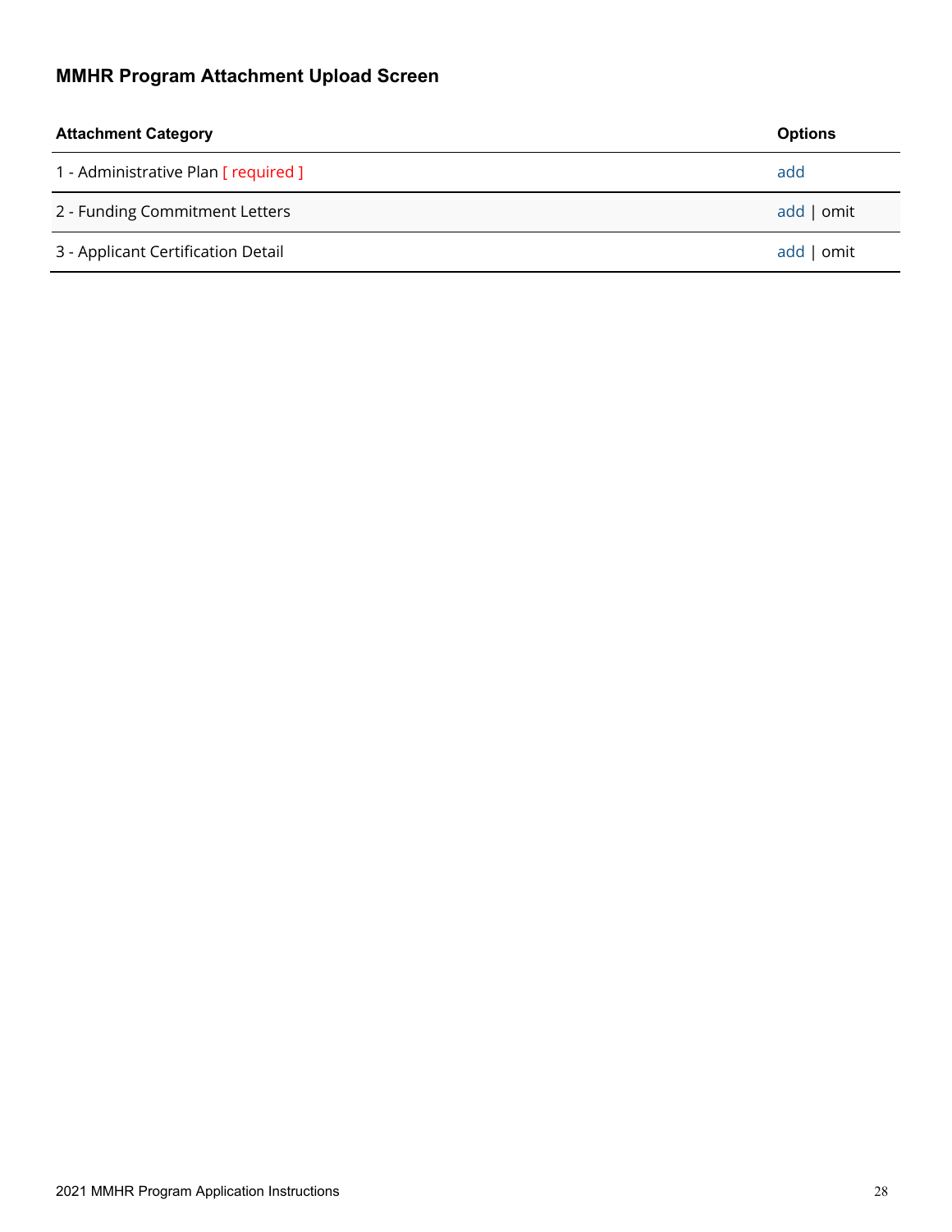## MMHR Program Attachment Upload Screen

| Attachment Category | Options |
|---|---|
| 1 - Administrative Plan [ required ] | add |
| 2 - Funding Commitment Letters | add \| omit |
| 3 - Applicant Certification Detail | add \| omit |